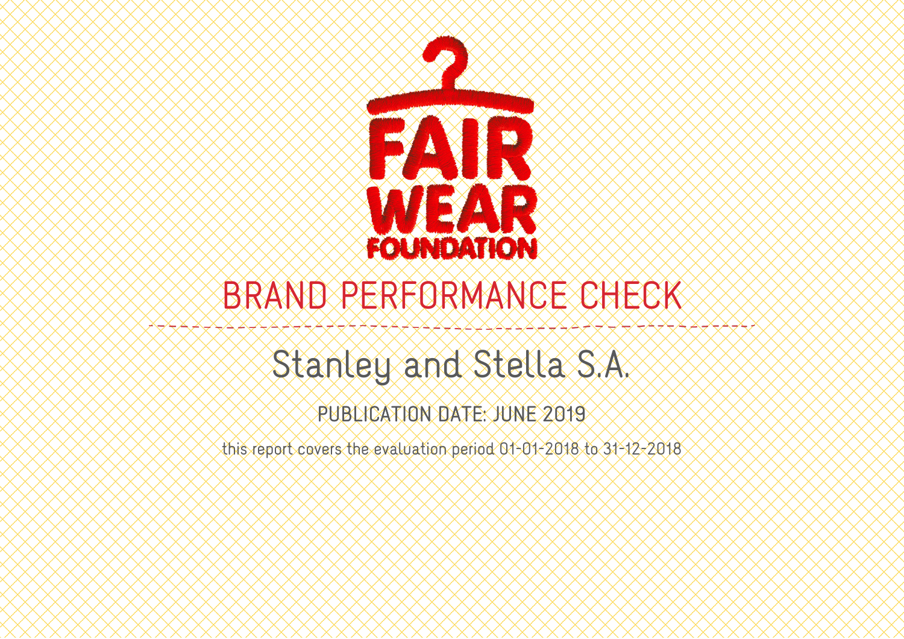FAIR WEAR FOUNDATION

# BRAND PERFORMANCE CHECK

## Stanley and Stella S.A.

PUBLICATION DATE: JUNE 2019

this report covers the evaluation period 01-01-2018 to 31-12-2018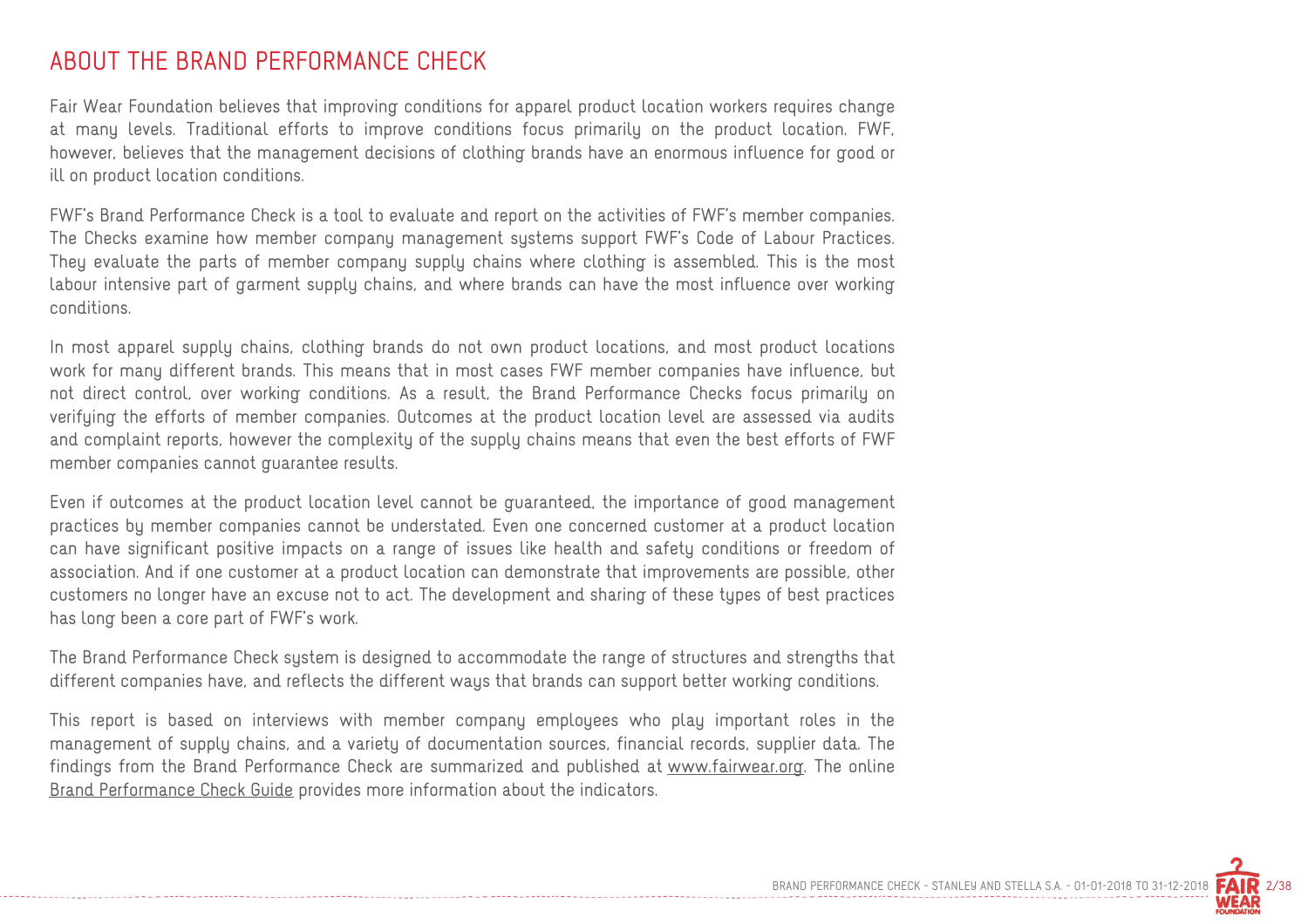# ABOUT THE BRAND PERFORMANCE CHECK

Fair Wear Foundation believes that improving conditions for apparel product location workers requires change at many levels. Traditional efforts to improve conditions focus primarily on the product location. FWF, however, believes that the management decisions of clothing brands have an enormous influence for good or ill on product location conditions.

FWF's Brand Performance Check is a tool to evaluate and report on the activities of FWF's member companies. The Checks examine how member company management systems support FWF's Code of Labour Practices. They evaluate the parts of member company supply chains where clothing is assembled. This is the most labour intensive part of garment supply chains, and where brands can have the most influence over working conditions.

In most apparel supply chains, clothing brands do not own product locations, and most product locations work for many different brands. This means that in most cases FWF member companies have influence, but not direct control, over working conditions. As a result, the Brand Performance Checks focus primarily on verifying the efforts of member companies. Outcomes at the product location level are assessed via audits and complaint reports, however the complexity of the supply chains means that even the best efforts of FWF member companies cannot guarantee results.

Even if outcomes at the product location level cannot be guaranteed, the importance of good management practices by member companies cannot be understated. Even one concerned customer at a product location can have significant positive impacts on a range of issues like health and safety conditions or freedom of association. And if one customer at a product location can demonstrate that improvements are possible, other customers no longer have an excuse not to act. The development and sharing of these types of best practices has long been a core part of FWF's work.

The Brand Performance Check system is designed to accommodate the range of structures and strengths that different companies have, and reflects the different ways that brands can support better working conditions.

This report is based on interviews with member company employees who play important roles in the management of supply chains, and a variety of documentation sources, financial records, supplier data. The findings from the Brand Performance Check are summarized and published at www.fairwear.org. The online Brand Performance Check Guide provides more information about the indicators.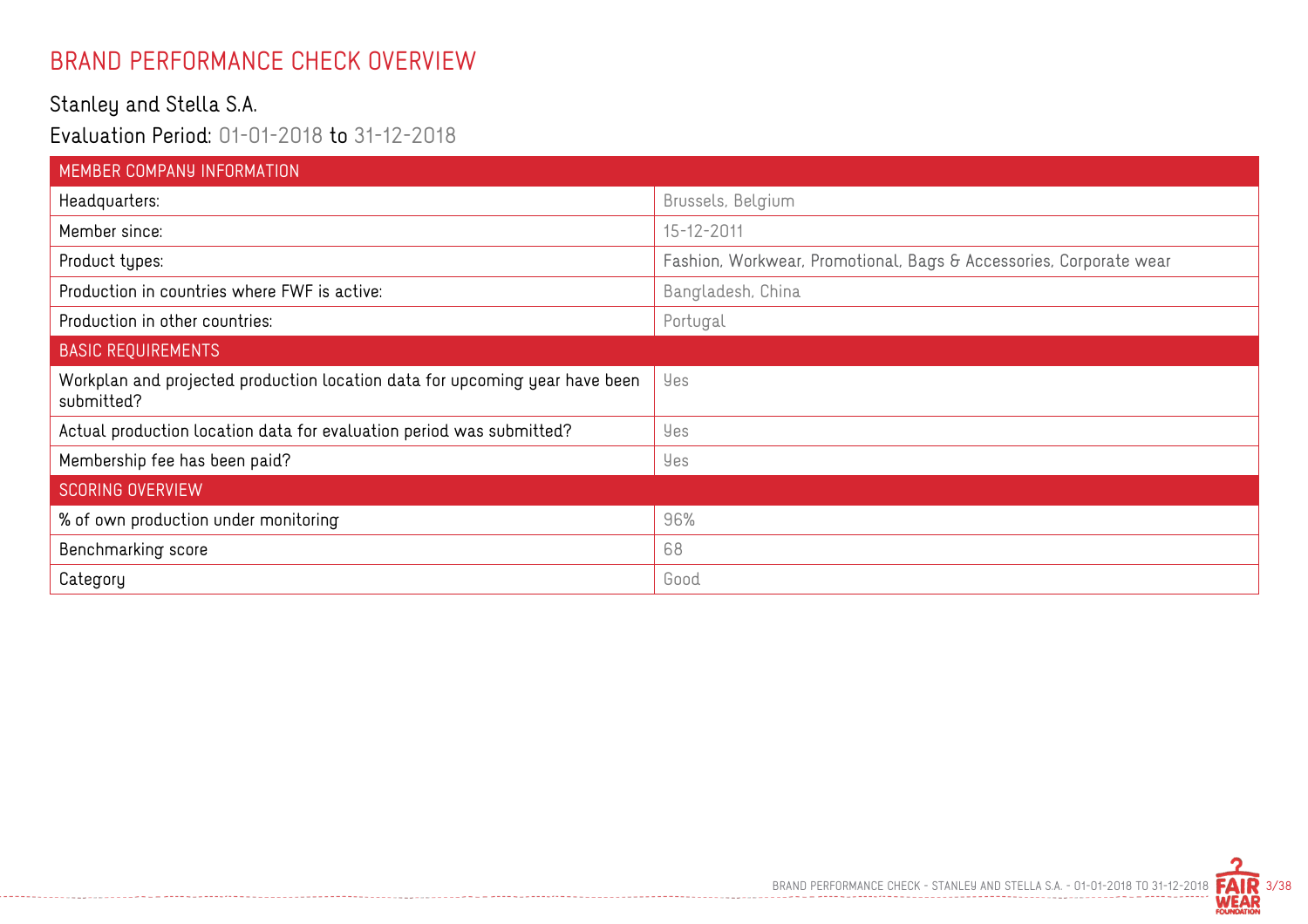# BRAND PERFORMANCE CHECK OVERVIEW

## Stanley and Stella S.A.

### Evaluation Period: 01-01-2018 to 31-12-2018

| MEMBER COMPANY INFORMATION | |
|---|---|
| Headquarters: | Brussels, Belgium |
| Member since: | 15-12-2011 |
| Product types: | Fashion, Workwear, Promotional, Bags & Accessories, Corporate wear |
| Production in countries where FWF is active: | Bangladesh, China |
| Production in other countries: | Portugal |
| **BASIC REQUIREMENTS** | |
| Workplan and projected production location data for upcoming year have been submitted? | Yes |
| Actual production location data for evaluation period was submitted? | Yes |
| Membership fee has been paid? | Yes |
| **SCORING OVERVIEW** | |
| % of own production under monitoring | 96% |
| Benchmarking score | 68 |
| Category | Good |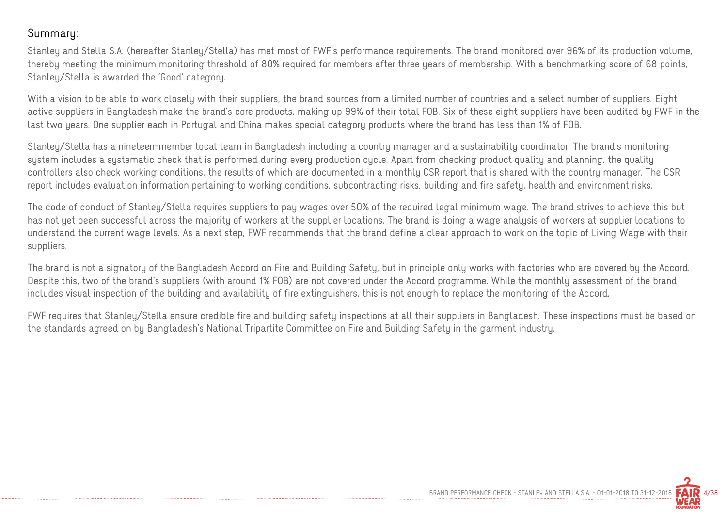## Summary:

Stanley and Stella S.A. (hereafter Stanley/Stella) has met most of FWF's performance requirements. The brand monitored over 96% of its production volume, thereby meeting the minimum monitoring threshold of 80% required for members after three years of membership. With a benchmarking score of 68 points, Stanley/Stella is awarded the 'Good' category.

With a vision to be able to work closely with their suppliers, the brand sources from a limited number of countries and a select number of suppliers. Eight active suppliers in Bangladesh make the brand's core products, making up 99% of their total FOB. Six of these eight suppliers have been audited by FWF in the last two years. One supplier each in Portugal and China makes special category products where the brand has less than 1% of FOB.

Stanley/Stella has a nineteen-member local team in Bangladesh including a country manager and a sustainability coordinator. The brand's monitoring system includes a systematic check that is performed during every production cycle. Apart from checking product quality and planning, the quality controllers also check working conditions, the results of which are documented in a monthly CSR report that is shared with the country manager. The CSR report includes evaluation information pertaining to working conditions, subcontracting risks, building and fire safety, health and environment risks.

The code of conduct of Stanley/Stella requires suppliers to pay wages over 50% of the required legal minimum wage. The brand strives to achieve this but has not yet been successful across the majority of workers at the supplier locations. The brand is doing a wage analysis of workers at supplier locations to understand the current wage levels. As a next step, FWF recommends that the brand define a clear approach to work on the topic of Living Wage with their suppliers.

The brand is not a signatory of the Bangladesh Accord on Fire and Building Safety, but in principle only works with factories who are covered by the Accord. Despite this, two of the brand's suppliers (with around 1% FOB) are not covered under the Accord programme. While the monthly assessment of the brand includes visual inspection of the building and availability of fire extinguishers, this is not enough to replace the monitoring of the Accord.

FWF requires that Stanley/Stella ensure credible fire and building safety inspections at all their suppliers in Bangladesh. These inspections must be based on the standards agreed on by Bangladesh's National Tripartite Committee on Fire and Building Safety in the garment industry.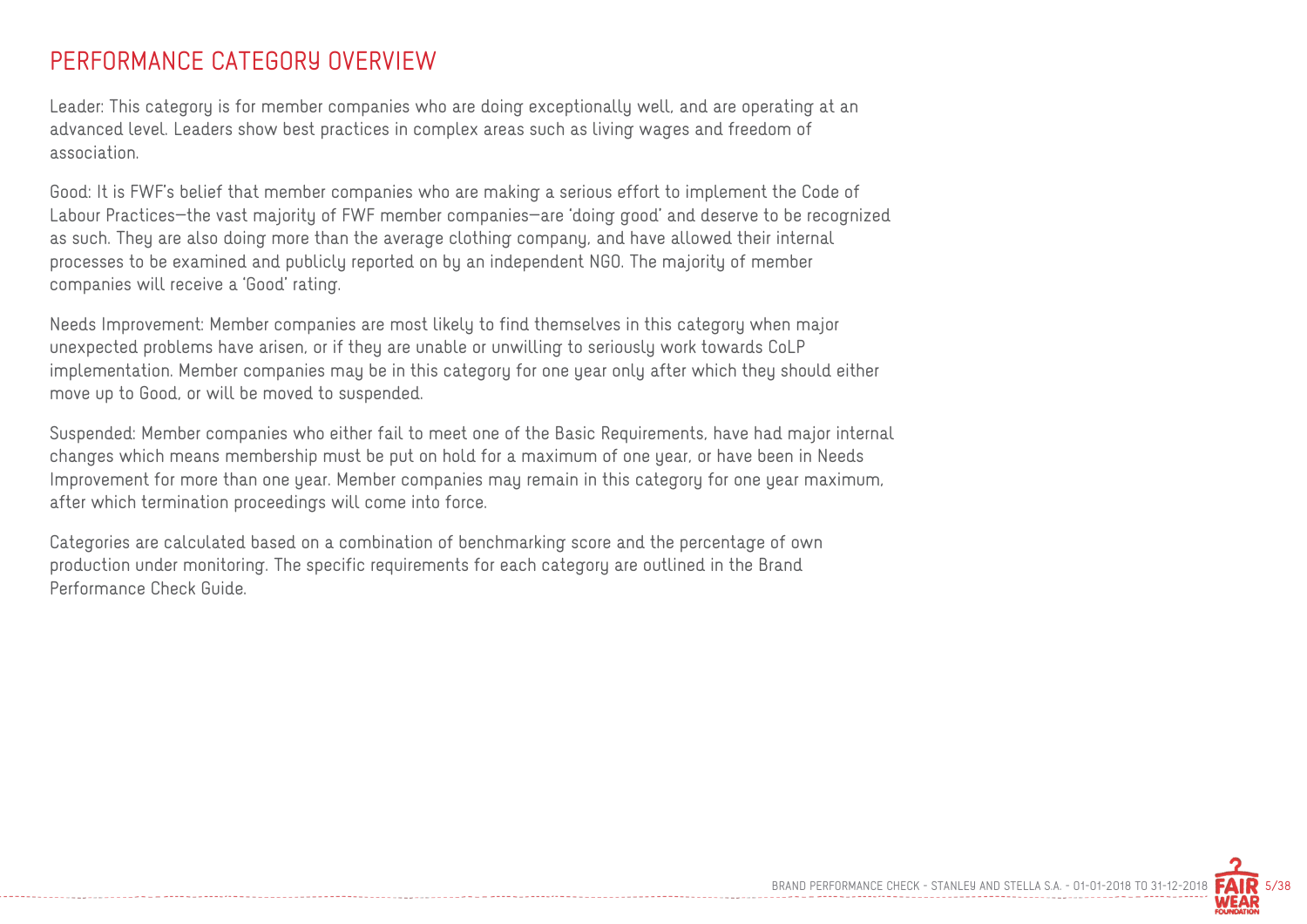# PERFORMANCE CATEGORY OVERVIEW

Leader: This category is for member companies who are doing exceptionally well, and are operating at an advanced level. Leaders show best practices in complex areas such as living wages and freedom of association.

Good: It is FWF's belief that member companies who are making a serious effort to implement the Code of Labour Practices—the vast majority of FWF member companies—are 'doing good' and deserve to be recognized as such. They are also doing more than the average clothing company, and have allowed their internal processes to be examined and publicly reported on by an independent NGO. The majority of member companies will receive a 'Good' rating.

Needs Improvement: Member companies are most likely to find themselves in this category when major unexpected problems have arisen, or if they are unable or unwilling to seriously work towards CoLP implementation. Member companies may be in this category for one year only after which they should either move up to Good, or will be moved to suspended.

Suspended: Member companies who either fail to meet one of the Basic Requirements, have had major internal changes which means membership must be put on hold for a maximum of one year, or have been in Needs Improvement for more than one year. Member companies may remain in this category for one year maximum, after which termination proceedings will come into force.

Categories are calculated based on a combination of benchmarking score and the percentage of own production under monitoring. The specific requirements for each category are outlined in the Brand Performance Check Guide.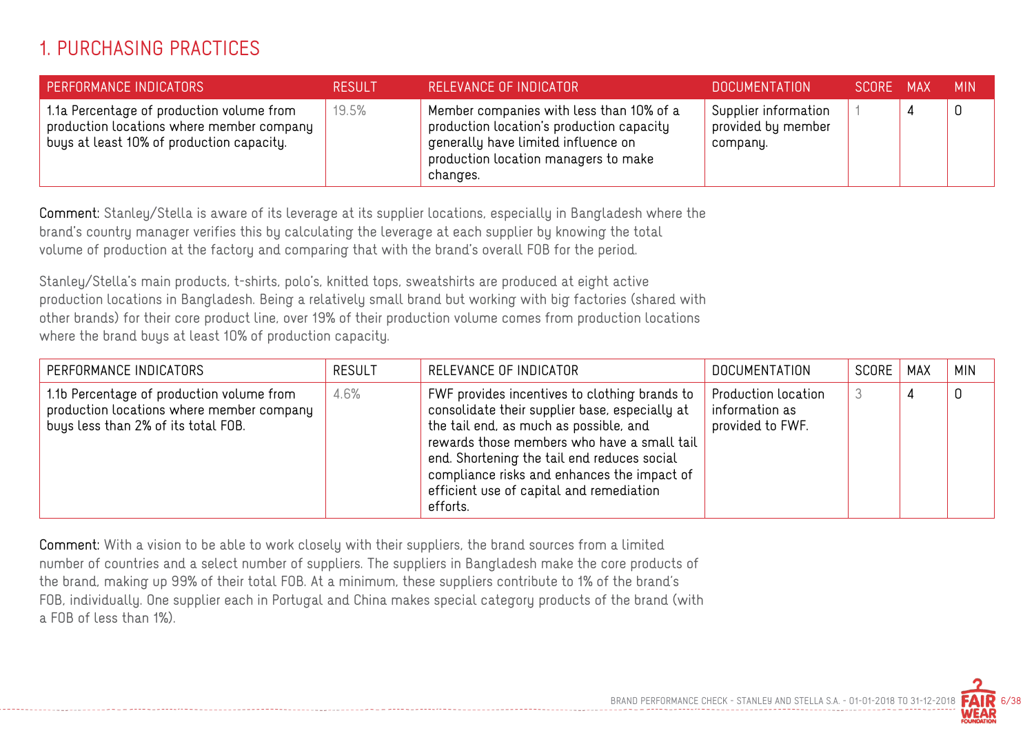# 1. PURCHASING PRACTICES

| PERFORMANCE INDICATORS | RESULT | RELEVANCE OF INDICATOR | DOCUMENTATION | SCORE | MAX | MIN |
|---|---|---|---|---|---|---|
| 1.1a Percentage of production volume from production locations where member company buys at least 10% of production capacity. | 19.5% | Member companies with less than 10% of a production location's production capacity generally have limited influence on production location managers to make changes. | Supplier information provided by member company. | 1 | 4 | 0 |

**Comment:** Stanley/Stella is aware of its leverage at its supplier locations, especially in Bangladesh where the brand's country manager verifies this by calculating the leverage at each supplier by knowing the total volume of production at the factory and comparing that with the brand's overall FOB for the period.

Stanley/Stella's main products, t-shirts, polo's, knitted tops, sweatshirts are produced at eight active production locations in Bangladesh. Being a relatively small brand but working with big factories (shared with other brands) for their core product line, over 19% of their production volume comes from production locations where the brand buys at least 10% of production capacity.

| PERFORMANCE INDICATORS | RESULT | RELEVANCE OF INDICATOR | DOCUMENTATION | SCORE | MAX | MIN |
|---|---|---|---|---|---|---|
| 1.1b Percentage of production volume from production locations where member company buys less than 2% of its total FOB. | 4.6% | FWF provides incentives to clothing brands to consolidate their supplier base, especially at the tail end, as much as possible, and rewards those members who have a small tail end. Shortening the tail end reduces social compliance risks and enhances the impact of efficient use of capital and remediation efforts. | Production location information as provided to FWF. | 3 | 4 | 0 |

**Comment:** With a vision to be able to work closely with their suppliers, the brand sources from a limited number of countries and a select number of suppliers. The suppliers in Bangladesh make the core products of the brand, making up 99% of their total FOB. At a minimum, these suppliers contribute to 1% of the brand's FOB, individually. One supplier each in Portugal and China makes special category products of the brand (with a FOB of less than 1%).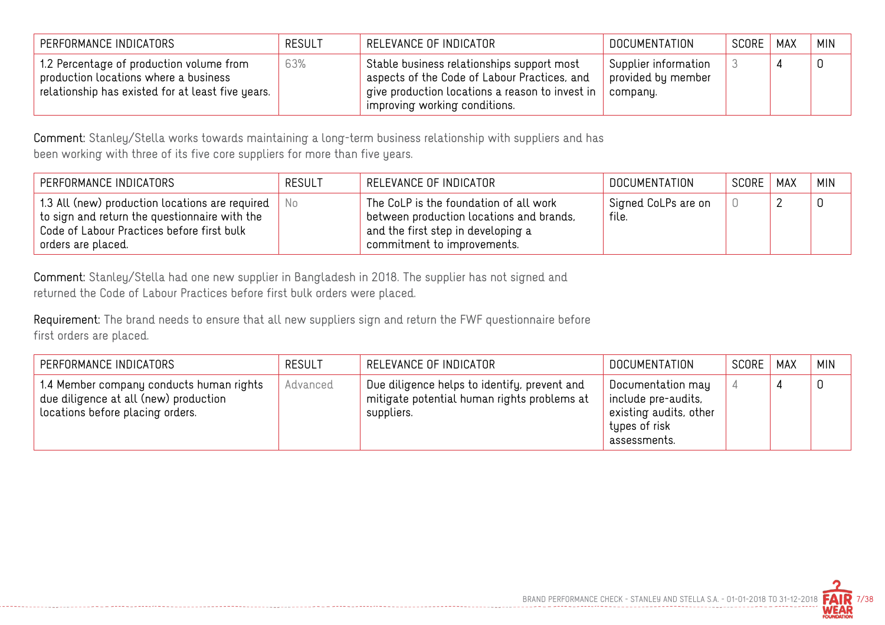| PERFORMANCE INDICATORS | RESULT | RELEVANCE OF INDICATOR | DOCUMENTATION | SCORE | MAX | MIN |
| --- | --- | --- | --- | --- | --- | --- |
| 1.2 Percentage of production volume from production locations where a business relationship has existed for at least five years. | 63% | Stable business relationships support most aspects of the Code of Labour Practices, and give production locations a reason to invest in improving working conditions. | Supplier information provided by member company. | 3 | 4 | 0 |

**Comment:** Stanley/Stella works towards maintaining a long-term business relationship with suppliers and has been working with three of its five core suppliers for more than five years.

| PERFORMANCE INDICATORS | RESULT | RELEVANCE OF INDICATOR | DOCUMENTATION | SCORE | MAX | MIN |
| --- | --- | --- | --- | --- | --- | --- |
| 1.3 All (new) production locations are required to sign and return the questionnaire with the Code of Labour Practices before first bulk orders are placed. | No | The CoLP is the foundation of all work between production locations and brands, and the first step in developing a commitment to improvements. | Signed CoLPs are on file. | 0 | 2 | 0 |

**Comment:** Stanley/Stella had one new supplier in Bangladesh in 2018. The supplier has not signed and returned the Code of Labour Practices before first bulk orders were placed.

**Requirement:** The brand needs to ensure that all new suppliers sign and return the FWF questionnaire before first orders are placed.

| PERFORMANCE INDICATORS | RESULT | RELEVANCE OF INDICATOR | DOCUMENTATION | SCORE | MAX | MIN |
| --- | --- | --- | --- | --- | --- | --- |
| 1.4 Member company conducts human rights due diligence at all (new) production locations before placing orders. | Advanced | Due diligence helps to identify, prevent and mitigate potential human rights problems at suppliers. | Documentation may include pre-audits, existing audits, other types of risk assessments. | 4 | 4 | 0 |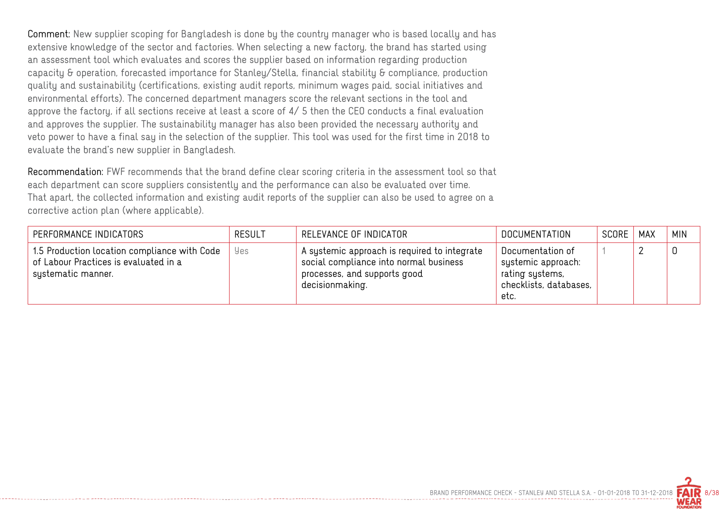**Comment:** New supplier scoping for Bangladesh is done by the country manager who is based locally and has extensive knowledge of the sector and factories. When selecting a new factory, the brand has started using an assessment tool which evaluates and scores the supplier based on information regarding production capacity & operation, forecasted importance for Stanley/Stella, financial stability & compliance, production quality and sustainability (certifications, existing audit reports, minimum wages paid, social initiatives and environmental efforts). The concerned department managers score the relevant sections in the tool and approve the factory, if all sections receive at least a score of 4/ 5 then the CEO conducts a final evaluation and approves the supplier. The sustainability manager has also been provided the necessary authority and veto power to have a final say in the selection of the supplier. This tool was used for the first time in 2018 to evaluate the brand's new supplier in Bangladesh.

**Recommendation:** FWF recommends that the brand define clear scoring criteria in the assessment tool so that each department can score suppliers consistently and the performance can also be evaluated over time. That apart, the collected information and existing audit reports of the supplier can also be used to agree on a corrective action plan (where applicable).

| PERFORMANCE INDICATORS | RESULT | RELEVANCE OF INDICATOR | DOCUMENTATION | SCORE | MAX | MIN |
|---|---|---|---|---|---|---|
| 1.5 Production location compliance with Code of Labour Practices is evaluated in a systematic manner. | Yes | A systemic approach is required to integrate social compliance into normal business processes, and supports good decisionmaking. | Documentation of systemic approach: rating systems, checklists, databases, etc. | 1 | 2 | 0 |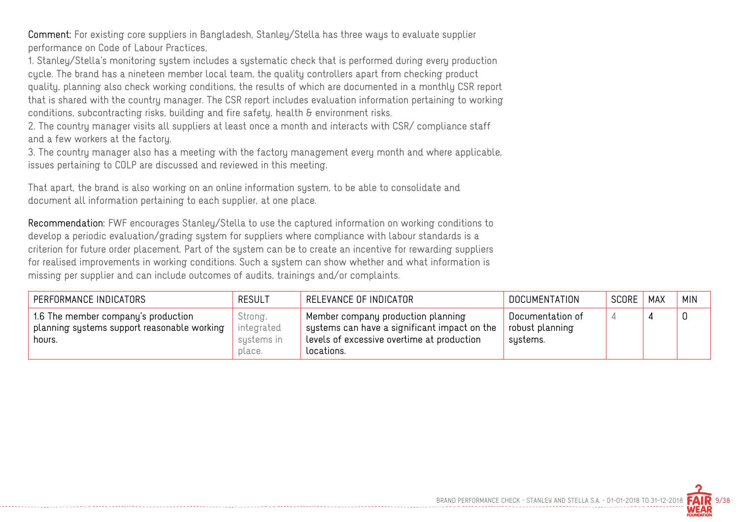**Comment:** For existing core suppliers in Bangladesh, Stanley/Stella has three ways to evaluate supplier performance on Code of Labour Practices,

1. Stanley/Stella's monitoring system includes a systematic check that is performed during every production cycle. The brand has a nineteen member local team, the quality controllers apart from checking product quality, planning also check working conditions, the results of which are documented in a monthly CSR report that is shared with the country manager. The CSR report includes evaluation information pertaining to working conditions, subcontracting risks, building and fire safety, health & environment risks.
2. The country manager visits all suppliers at least once a month and interacts with CSR/ compliance staff and a few workers at the factory.
3. The country manager also has a meeting with the factory management every month and where applicable, issues pertaining to COLP are discussed and reviewed in this meeting.

That apart, the brand is also working on an online information system, to be able to consolidate and document all information pertaining to each supplier, at one place.

**Recommendation:** FWF encourages Stanley/Stella to use the captured information on working conditions to develop a periodic evaluation/grading system for suppliers where compliance with labour standards is a criterion for future order placement. Part of the system can be to create an incentive for rewarding suppliers for realised improvements in working conditions. Such a system can show whether and what information is missing per supplier and can include outcomes of audits, trainings and/or complaints.

| PERFORMANCE INDICATORS | RESULT | RELEVANCE OF INDICATOR | DOCUMENTATION | SCORE | MAX | MIN |
|---|---|---|---|---|---|---|
| 1.6 The member company's production planning systems support reasonable working hours. | Strong, integrated systems in place. | Member company production planning systems can have a significant impact on the levels of excessive overtime at production locations. | Documentation of robust planning systems. | 4 | 4 | 0 |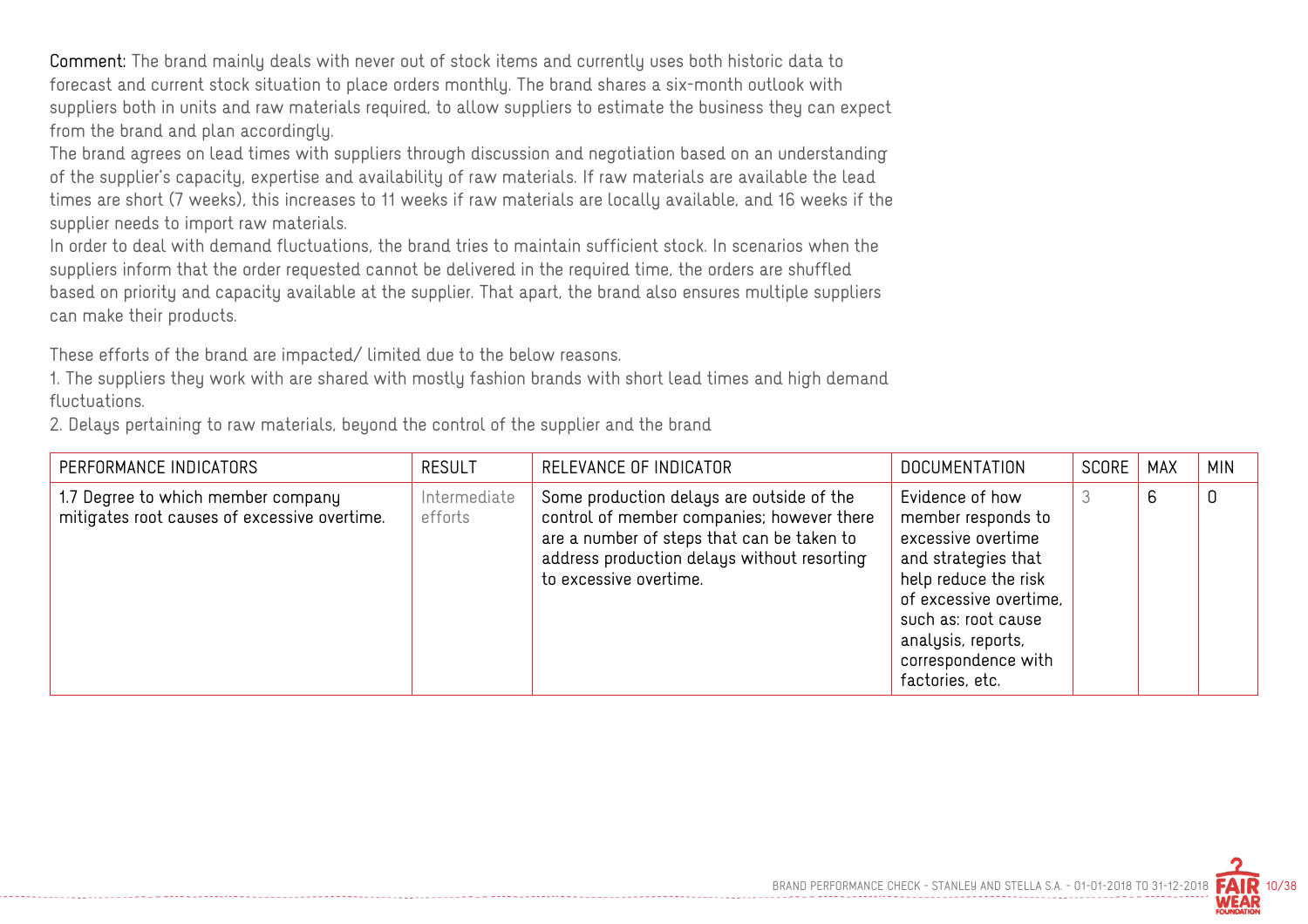**Comment:** The brand mainly deals with never out of stock items and currently uses both historic data to forecast and current stock situation to place orders monthly. The brand shares a six-month outlook with suppliers both in units and raw materials required, to allow suppliers to estimate the business they can expect from the brand and plan accordingly.
The brand agrees on lead times with suppliers through discussion and negotiation based on an understanding of the supplier's capacity, expertise and availability of raw materials. If raw materials are available the lead times are short (7 weeks), this increases to 11 weeks if raw materials are locally available, and 16 weeks if the supplier needs to import raw materials.
In order to deal with demand fluctuations, the brand tries to maintain sufficient stock. In scenarios when the suppliers inform that the order requested cannot be delivered in the required time, the orders are shuffled based on priority and capacity available at the supplier. That apart, the brand also ensures multiple suppliers can make their products.

These efforts of the brand are impacted/ limited due to the below reasons.
1. The suppliers they work with are shared with mostly fashion brands with short lead times and high demand fluctuations.
2. Delays pertaining to raw materials, beyond the control of the supplier and the brand

| PERFORMANCE INDICATORS | RESULT | RELEVANCE OF INDICATOR | DOCUMENTATION | SCORE | MAX | MIN |
|---|---|---|---|---|---|---|
| 1.7 Degree to which member company mitigates root causes of excessive overtime. | Intermediate efforts | Some production delays are outside of the control of member companies; however there are a number of steps that can be taken to address production delays without resorting to excessive overtime. | Evidence of how member responds to excessive overtime and strategies that help reduce the risk of excessive overtime, such as: root cause analysis, reports, correspondence with factories, etc. | 3 | 6 | 0 |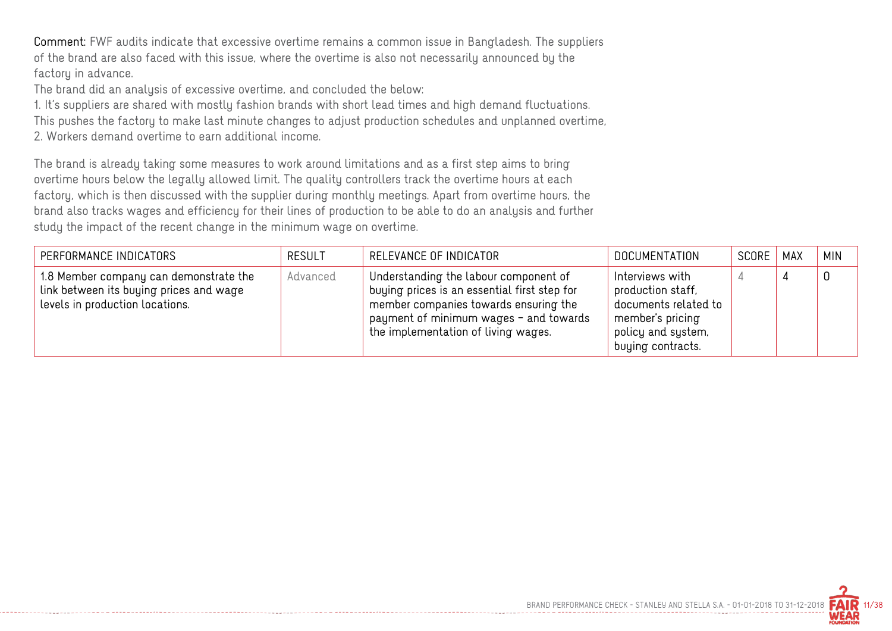**Comment:** FWF audits indicate that excessive overtime remains a common issue in Bangladesh. The suppliers of the brand are also faced with this issue, where the overtime is also not necessarily announced by the factory in advance.

The brand did an analysis of excessive overtime, and concluded the below:

1. It's suppliers are shared with mostly fashion brands with short lead times and high demand fluctuations. This pushes the factory to make last minute changes to adjust production schedules and unplanned overtime,
2. Workers demand overtime to earn additional income.

The brand is already taking some measures to work around limitations and as a first step aims to bring overtime hours below the legally allowed limit. The quality controllers track the overtime hours at each factory, which is then discussed with the supplier during monthly meetings. Apart from overtime hours, the brand also tracks wages and efficiency for their lines of production to be able to do an analysis and further study the impact of the recent change in the minimum wage on overtime.

| PERFORMANCE INDICATORS | RESULT | RELEVANCE OF INDICATOR | DOCUMENTATION | SCORE | MAX | MIN |
|---|---|---|---|---|---|---|
| 1.8 Member company can demonstrate the link between its buying prices and wage levels in production locations. | Advanced | Understanding the labour component of buying prices is an essential first step for member companies towards ensuring the payment of minimum wages - and towards the implementation of living wages. | Interviews with production staff, documents related to member's pricing policy and system, buying contracts. | 4 | 4 | 0 |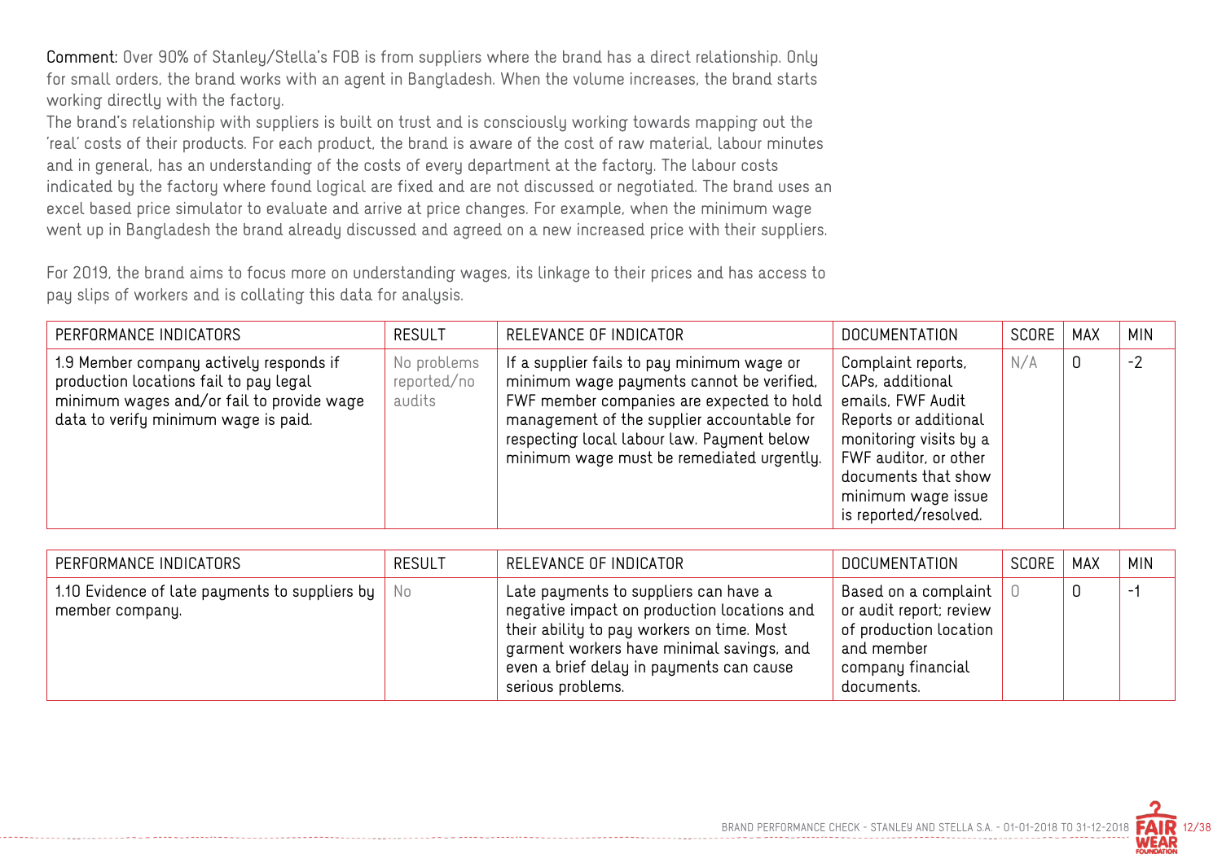**Comment:** Over 90% of Stanley/Stella's FOB is from suppliers where the brand has a direct relationship. Only for small orders, the brand works with an agent in Bangladesh. When the volume increases, the brand starts working directly with the factory.

The brand's relationship with suppliers is built on trust and is consciously working towards mapping out the 'real' costs of their products. For each product, the brand is aware of the cost of raw material, labour minutes and in general, has an understanding of the costs of every department at the factory. The labour costs indicated by the factory where found logical are fixed and are not discussed or negotiated. The brand uses an excel based price simulator to evaluate and arrive at price changes. For example, when the minimum wage went up in Bangladesh the brand already discussed and agreed on a new increased price with their suppliers.

For 2019, the brand aims to focus more on understanding wages, its linkage to their prices and has access to pay slips of workers and is collating this data for analysis.

| PERFORMANCE INDICATORS | RESULT | RELEVANCE OF INDICATOR | DOCUMENTATION | SCORE | MAX | MIN |
|---|---|---|---|---|---|---|
| 1.9 Member company actively responds if production locations fail to pay legal minimum wages and/or fail to provide wage data to verify minimum wage is paid. | No problems reported/no audits | If a supplier fails to pay minimum wage or minimum wage payments cannot be verified, FWF member companies are expected to hold management of the supplier accountable for respecting local labour law. Payment below minimum wage must be remediated urgently. | Complaint reports, CAPs, additional emails, FWF Audit Reports or additional monitoring visits by a FWF auditor, or other documents that show minimum wage issue is reported/resolved. | N/A | 0 | -2 |

| PERFORMANCE INDICATORS | RESULT | RELEVANCE OF INDICATOR | DOCUMENTATION | SCORE | MAX | MIN |
|---|---|---|---|---|---|---|
| 1.10 Evidence of late payments to suppliers by member company. | No | Late payments to suppliers can have a negative impact on production locations and their ability to pay workers on time. Most garment workers have minimal savings, and even a brief delay in payments can cause serious problems. | Based on a complaint or audit report; review of production location and member company financial documents. | 0 | 0 | -1 |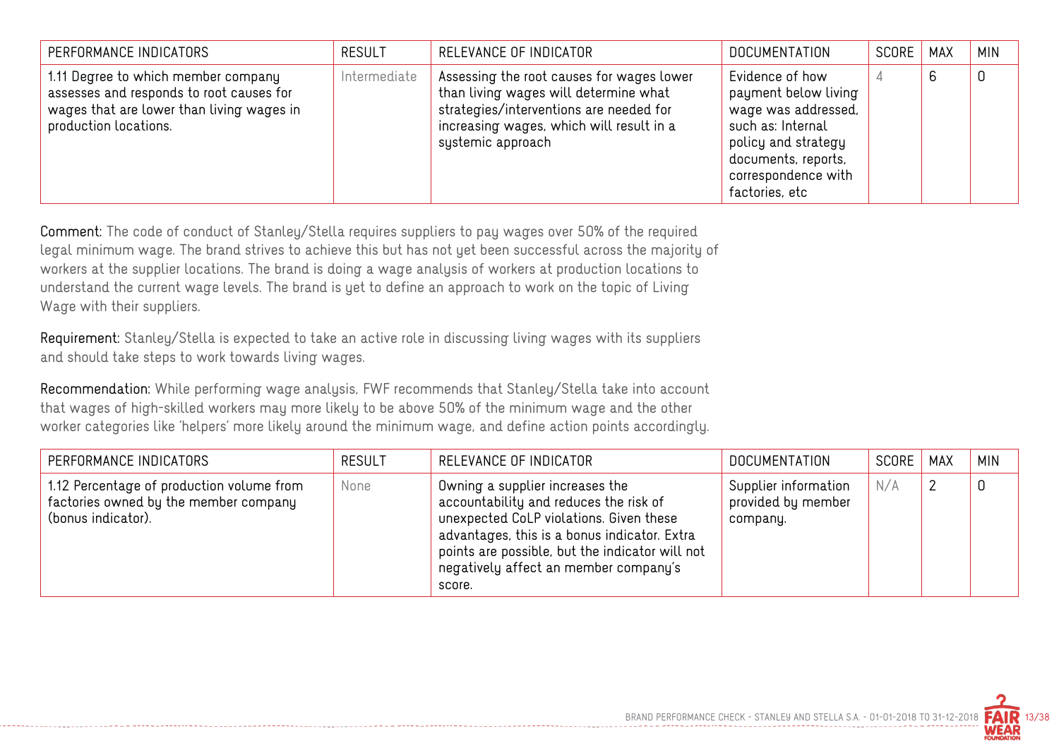| PERFORMANCE INDICATORS | RESULT | RELEVANCE OF INDICATOR | DOCUMENTATION | SCORE | MAX | MIN |
|---|---|---|---|---|---|---|
| 1.11 Degree to which member company assesses and responds to root causes for wages that are lower than living wages in production locations. | Intermediate | Assessing the root causes for wages lower than living wages will determine what strategies/interventions are needed for increasing wages, which will result in a systemic approach | Evidence of how payment below living wage was addressed, such as: Internal policy and strategy documents, reports, correspondence with factories, etc | 4 | 6 | 0 |

**Comment:** The code of conduct of Stanley/Stella requires suppliers to pay wages over 50% of the required legal minimum wage. The brand strives to achieve this but has not yet been successful across the majority of workers at the supplier locations. The brand is doing a wage analysis of workers at production locations to understand the current wage levels. The brand is yet to define an approach to work on the topic of Living Wage with their suppliers.

**Requirement:** Stanley/Stella is expected to take an active role in discussing living wages with its suppliers and should take steps to work towards living wages.

**Recommendation:** While performing wage analysis, FWF recommends that Stanley/Stella take into account that wages of high-skilled workers may more likely to be above 50% of the minimum wage and the other worker categories like 'helpers' more likely around the minimum wage, and define action points accordingly.

| PERFORMANCE INDICATORS | RESULT | RELEVANCE OF INDICATOR | DOCUMENTATION | SCORE | MAX | MIN |
|---|---|---|---|---|---|---|
| 1.12 Percentage of production volume from factories owned by the member company (bonus indicator). | None | Owning a supplier increases the accountability and reduces the risk of unexpected CoLP violations. Given these advantages, this is a bonus indicator. Extra points are possible, but the indicator will not negatively affect an member company's score. | Supplier information provided by member company. | N/A | 2 | 0 |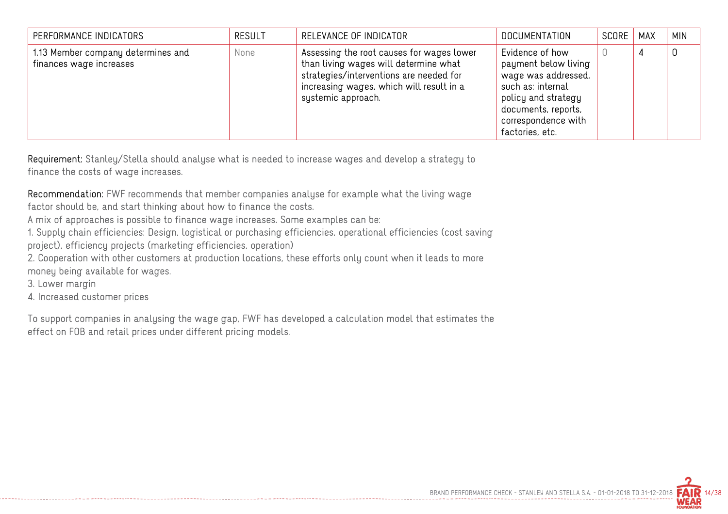| PERFORMANCE INDICATORS | RESULT | RELEVANCE OF INDICATOR | DOCUMENTATION | SCORE | MAX | MIN |
|---|---|---|---|---|---|---|
| 1.13 Member company determines and finances wage increases | None | Assessing the root causes for wages lower than living wages will determine what strategies/interventions are needed for increasing wages, which will result in a systemic approach. | Evidence of how payment below living wage was addressed, such as: internal policy and strategy documents, reports, correspondence with factories, etc. | 0 | 4 | 0 |

**Requirement:** Stanley/Stella should analyse what is needed to increase wages and develop a strategy to finance the costs of wage increases.

**Recommendation:** FWF recommends that member companies analyse for example what the living wage factor should be, and start thinking about how to finance the costs.
A mix of approaches is possible to finance wage increases. Some examples can be:
1. Supply chain efficiencies: Design, logistical or purchasing efficiencies, operational efficiencies (cost saving project), efficiency projects (marketing efficiencies, operation)
2. Cooperation with other customers at production locations, these efforts only count when it leads to more money being available for wages.
3. Lower margin
4. Increased customer prices

To support companies in analysing the wage gap, FWF has developed a calculation model that estimates the effect on FOB and retail prices under different pricing models.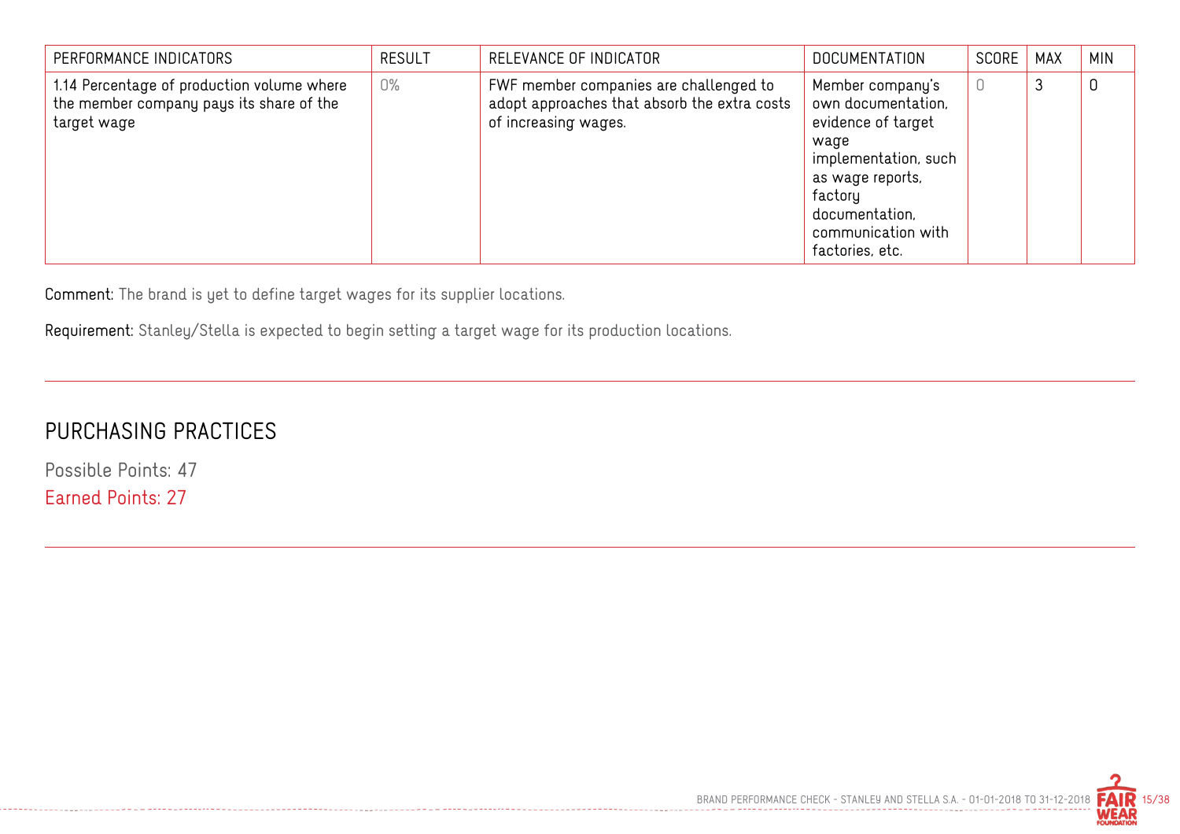| PERFORMANCE INDICATORS | RESULT | RELEVANCE OF INDICATOR | DOCUMENTATION | SCORE | MAX | MIN |
|---|---|---|---|---|---|---|
| 1.14 Percentage of production volume where the member company pays its share of the target wage | 0% | FWF member companies are challenged to adopt approaches that absorb the extra costs of increasing wages. | Member company's own documentation, evidence of target wage implementation, such as wage reports, factory documentation, communication with factories, etc. | 0 | 3 | 0 |

**Comment:** The brand is yet to define target wages for its supplier locations.

**Requirement:** Stanley/Stella is expected to begin setting a target wage for its production locations.

## PURCHASING PRACTICES

Possible Points: 47

Earned Points: 27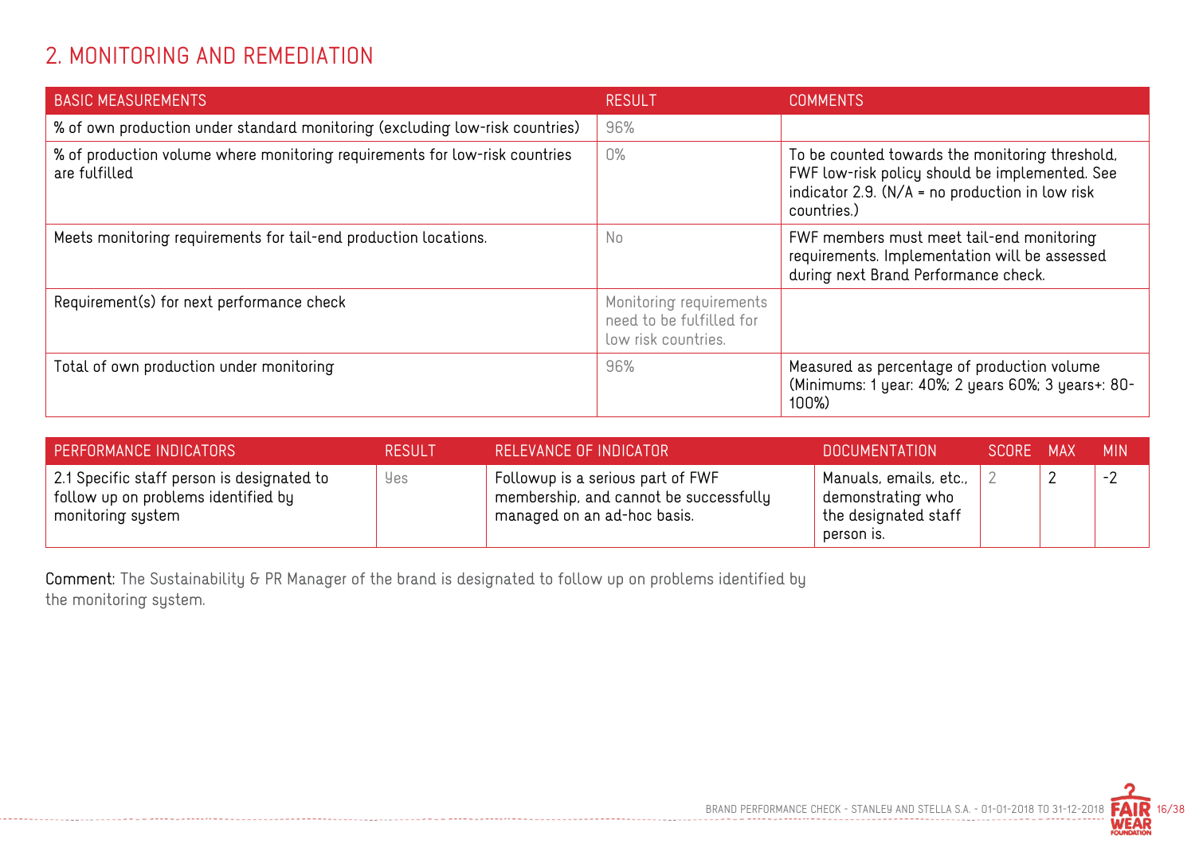## 2. MONITORING AND REMEDIATION

| BASIC MEASUREMENTS | RESULT | COMMENTS |
| --- | --- | --- |
| % of own production under standard monitoring (excluding low-risk countries) | 96% | |
| % of production volume where monitoring requirements for low-risk countries are fulfilled | 0% | To be counted towards the monitoring threshold, FWF low-risk policy should be implemented. See indicator 2.9. (N/A = no production in low risk countries.) |
| Meets monitoring requirements for tail-end production locations. | No | FWF members must meet tail-end monitoring requirements. Implementation will be assessed during next Brand Performance check. |
| Requirement(s) for next performance check | Monitoring requirements need to be fulfilled for low risk countries. | |
| Total of own production under monitoring | 96% | Measured as percentage of production volume (Minimums: 1 year: 40%; 2 years 60%; 3 years+: 80-100%) |

| PERFORMANCE INDICATORS | RESULT | RELEVANCE OF INDICATOR | DOCUMENTATION | SCORE | MAX | MIN |
| --- | --- | --- | --- | --- | --- | --- |
| 2.1 Specific staff person is designated to follow up on problems identified by monitoring system | Yes | Followup is a serious part of FWF membership, and cannot be successfully managed on an ad-hoc basis. | Manuals, emails, etc., demonstrating who the designated staff person is. | 2 | 2 | -2 |

**Comment:** The Sustainability & PR Manager of the brand is designated to follow up on problems identified by the monitoring system.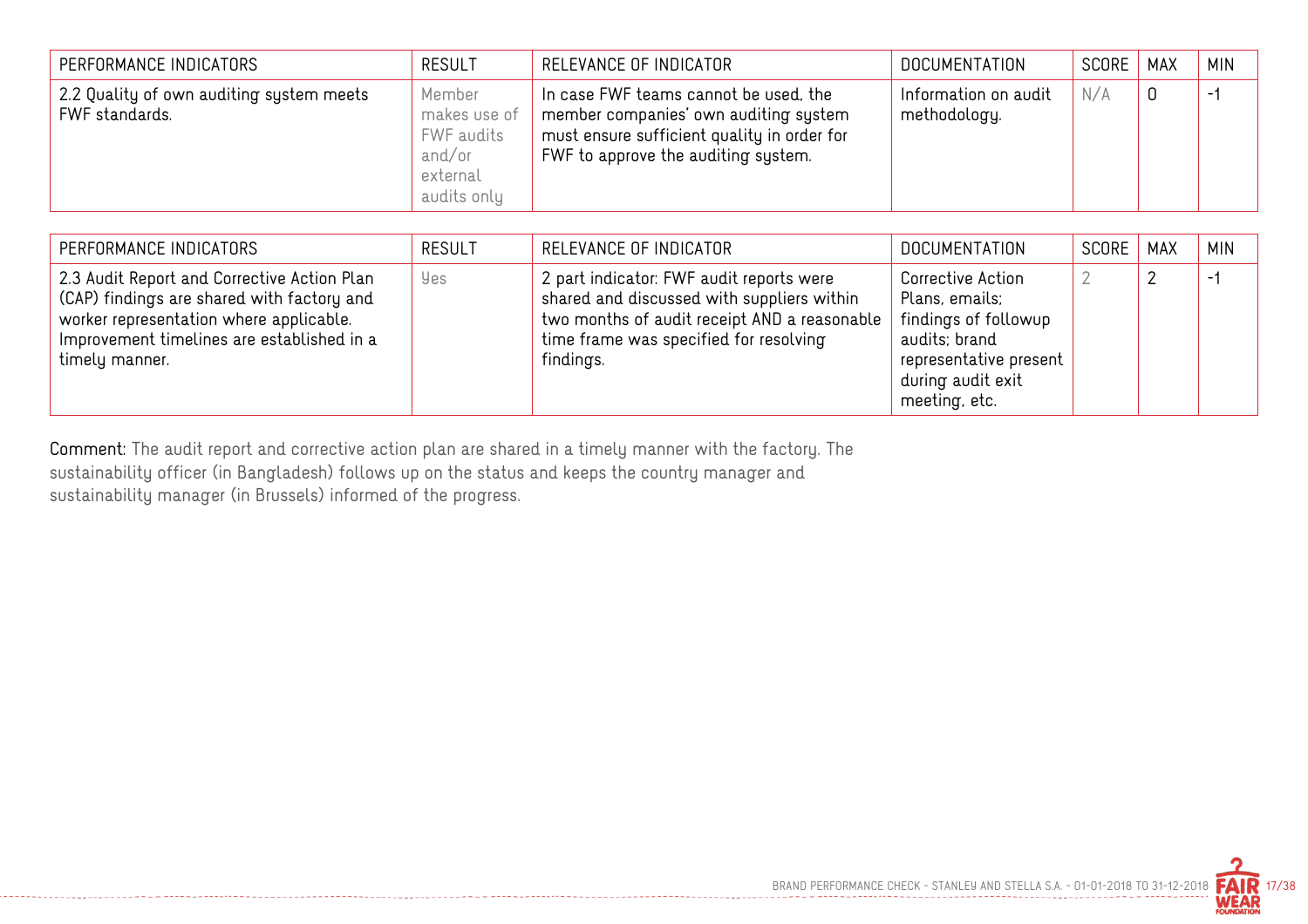| PERFORMANCE INDICATORS | RESULT | RELEVANCE OF INDICATOR | DOCUMENTATION | SCORE | MAX | MIN |
|---|---|---|---|---|---|---|
| 2.2 Quality of own auditing system meets FWF standards. | Member makes use of FWF audits and/or external audits only | In case FWF teams cannot be used, the member companies' own auditing system must ensure sufficient quality in order for FWF to approve the auditing system. | Information on audit methodology. | N/A | 0 | -1 |

| PERFORMANCE INDICATORS | RESULT | RELEVANCE OF INDICATOR | DOCUMENTATION | SCORE | MAX | MIN |
|---|---|---|---|---|---|---|
| 2.3 Audit Report and Corrective Action Plan (CAP) findings are shared with factory and worker representation where applicable. Improvement timelines are established in a timely manner. | Yes | 2 part indicator: FWF audit reports were shared and discussed with suppliers within two months of audit receipt AND a reasonable time frame was specified for resolving findings. | Corrective Action Plans, emails; findings of followup audits; brand representative present during audit exit meeting, etc. | 2 | 2 | -1 |

**Comment:** The audit report and corrective action plan are shared in a timely manner with the factory. The sustainability officer (in Bangladesh) follows up on the status and keeps the country manager and sustainability manager (in Brussels) informed of the progress.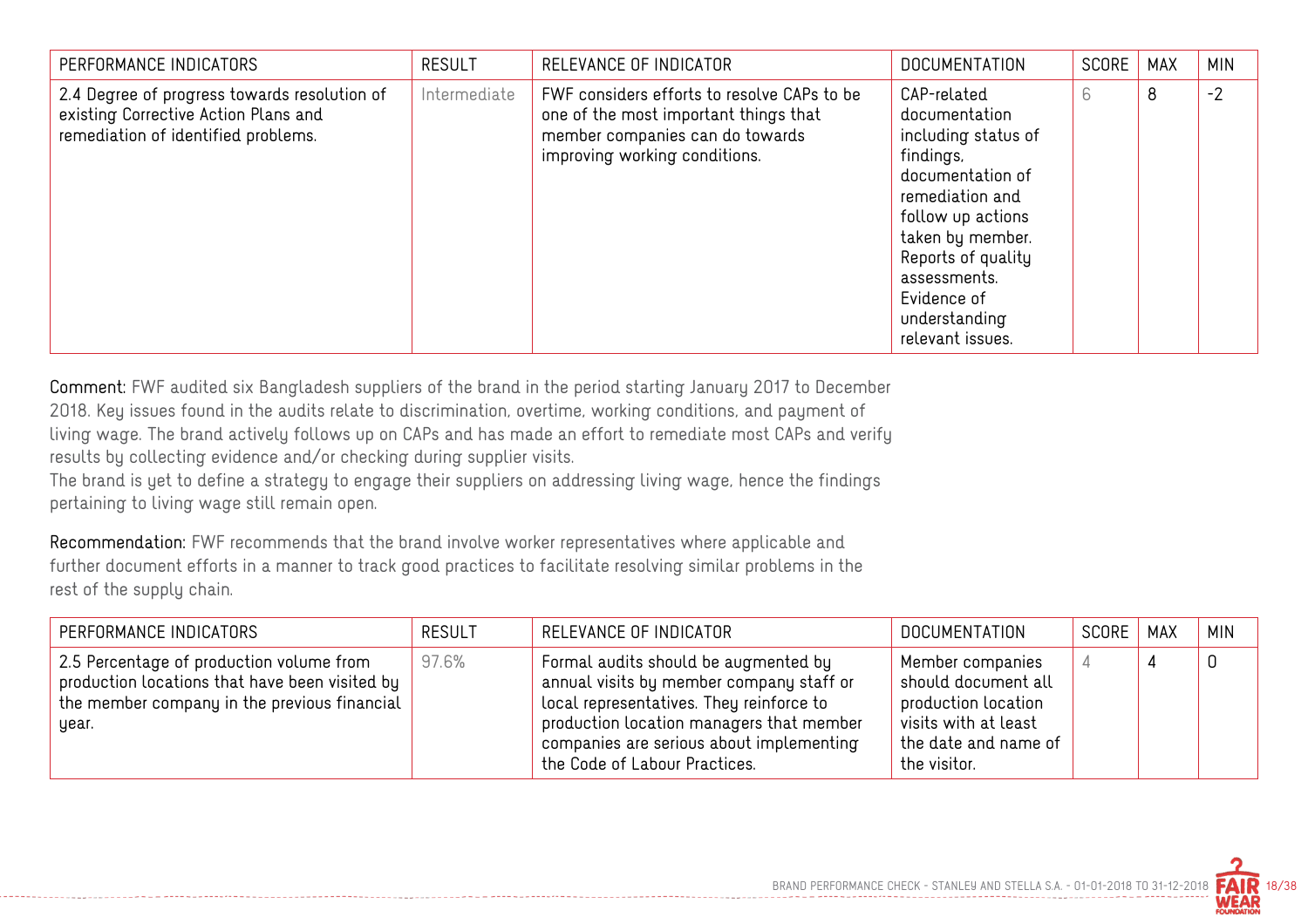| PERFORMANCE INDICATORS | RESULT | RELEVANCE OF INDICATOR | DOCUMENTATION | SCORE | MAX | MIN |
|---|---|---|---|---|---|---|
| 2.4 Degree of progress towards resolution of existing Corrective Action Plans and remediation of identified problems. | Intermediate | FWF considers efforts to resolve CAPs to be one of the most important things that member companies can do towards improving working conditions. | CAP-related documentation including status of findings, documentation of remediation and follow up actions taken by member. Reports of quality assessments. Evidence of understanding relevant issues. | 6 | 8 | -2 |

**Comment:** FWF audited six Bangladesh suppliers of the brand in the period starting January 2017 to December 2018. Key issues found in the audits relate to discrimination, overtime, working conditions, and payment of living wage. The brand actively follows up on CAPs and has made an effort to remediate most CAPs and verify results by collecting evidence and/or checking during supplier visits.
The brand is yet to define a strategy to engage their suppliers on addressing living wage, hence the findings pertaining to living wage still remain open.

**Recommendation:** FWF recommends that the brand involve worker representatives where applicable and further document efforts in a manner to track good practices to facilitate resolving similar problems in the rest of the supply chain.

| PERFORMANCE INDICATORS | RESULT | RELEVANCE OF INDICATOR | DOCUMENTATION | SCORE | MAX | MIN |
|---|---|---|---|---|---|---|
| 2.5 Percentage of production volume from production locations that have been visited by the member company in the previous financial year. | 97.6% | Formal audits should be augmented by annual visits by member company staff or local representatives. They reinforce to production location managers that member companies are serious about implementing the Code of Labour Practices. | Member companies should document all production location visits with at least the date and name of the visitor. | 4 | 4 | 0 |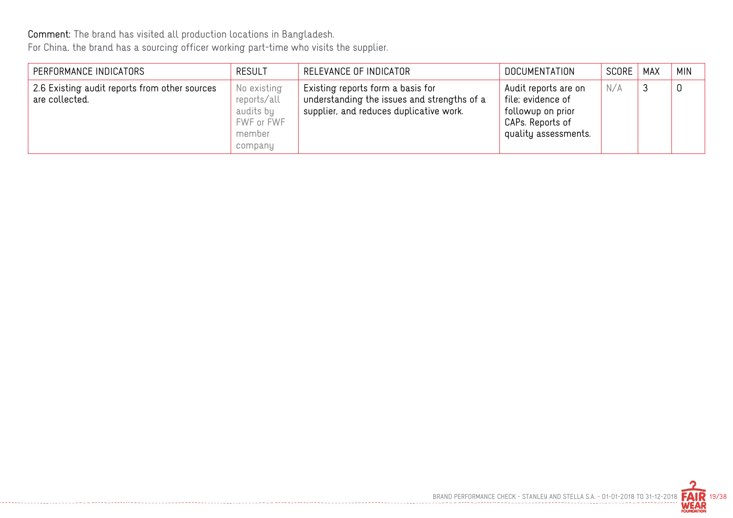**Comment:** The brand has visited all production locations in Bangladesh.
For China, the brand has a sourcing officer working part-time who visits the supplier.

| PERFORMANCE INDICATORS | RESULT | RELEVANCE OF INDICATOR | DOCUMENTATION | SCORE | MAX | MIN |
|---|---|---|---|---|---|---|
| 2.6 Existing audit reports from other sources are collected. | No existing reports/all audits by FWF or FWF member company | Existing reports form a basis for understanding the issues and strengths of a supplier, and reduces duplicative work. | Audit reports are on file; evidence of followup on prior CAPs. Reports of quality assessments. | N/A | 3 | 0 |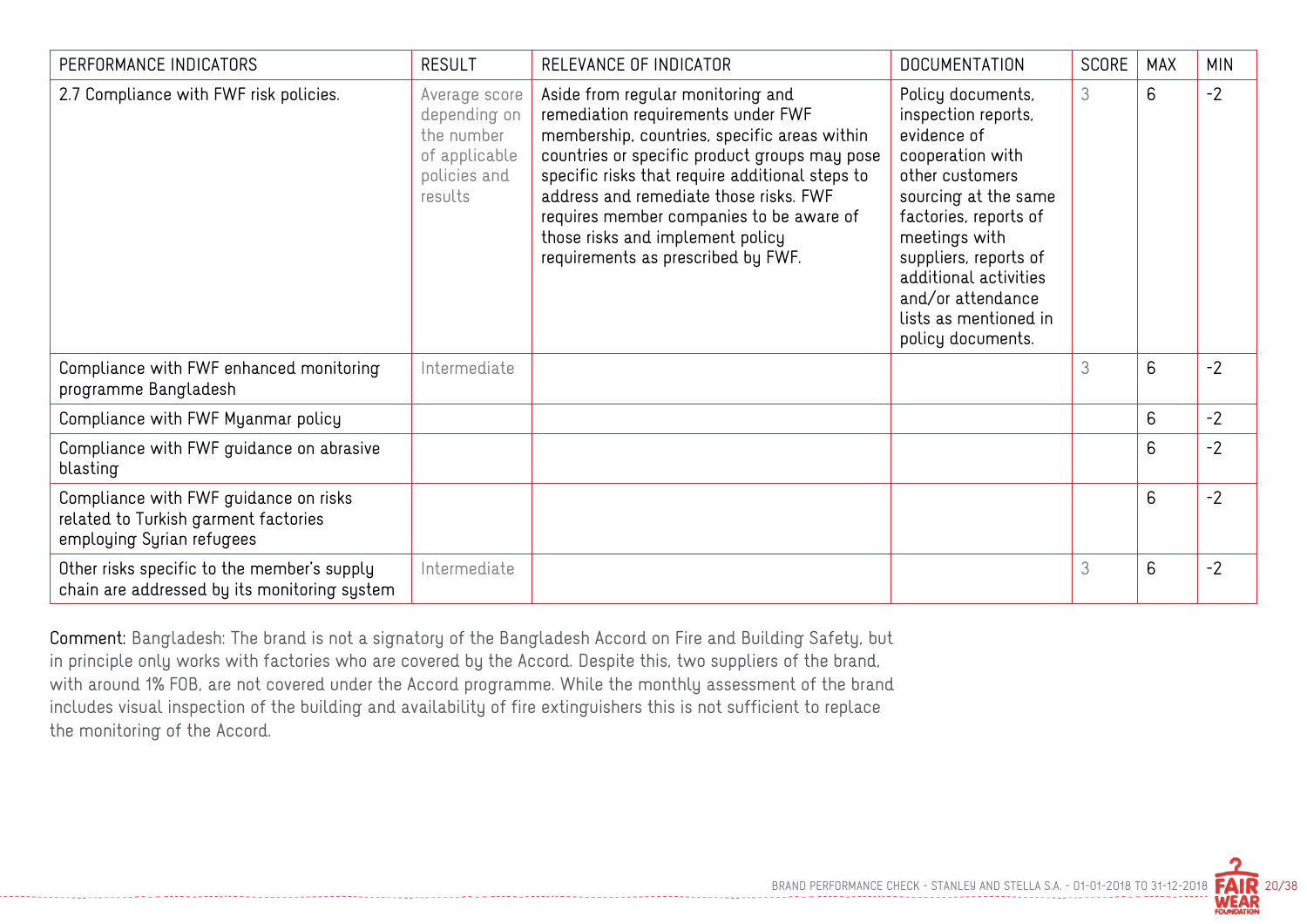| PERFORMANCE INDICATORS | RESULT | RELEVANCE OF INDICATOR | DOCUMENTATION | SCORE | MAX | MIN |
|---|---|---|---|---|---|---|
| 2.7 Compliance with FWF risk policies. | Average score depending on the number of applicable policies and results | Aside from regular monitoring and remediation requirements under FWF membership, countries, specific areas within countries or specific product groups may pose specific risks that require additional steps to address and remediate those risks. FWF requires member companies to be aware of those risks and implement policy requirements as prescribed by FWF. | Policy documents, inspection reports, evidence of cooperation with other customers sourcing at the same factories, reports of meetings with suppliers, reports of additional activities and/or attendance lists as mentioned in policy documents. | 3 | 6 | -2 |
| Compliance with FWF enhanced monitoring programme Bangladesh | Intermediate | | | 3 | 6 | -2 |
| Compliance with FWF Myanmar policy | | | | | 6 | -2 |
| Compliance with FWF guidance on abrasive blasting | | | | | 6 | -2 |
| Compliance with FWF guidance on risks related to Turkish garment factories employing Syrian refugees | | | | | 6 | -2 |
| Other risks specific to the member's supply chain are addressed by its monitoring system | Intermediate | | | 3 | 6 | -2 |

**Comment:** Bangladesh: The brand is not a signatory of the Bangladesh Accord on Fire and Building Safety, but in principle only works with factories who are covered by the Accord. Despite this, two suppliers of the brand, with around 1% FOB, are not covered under the Accord programme. While the monthly assessment of the brand includes visual inspection of the building and availability of fire extinguishers this is not sufficient to replace the monitoring of the Accord.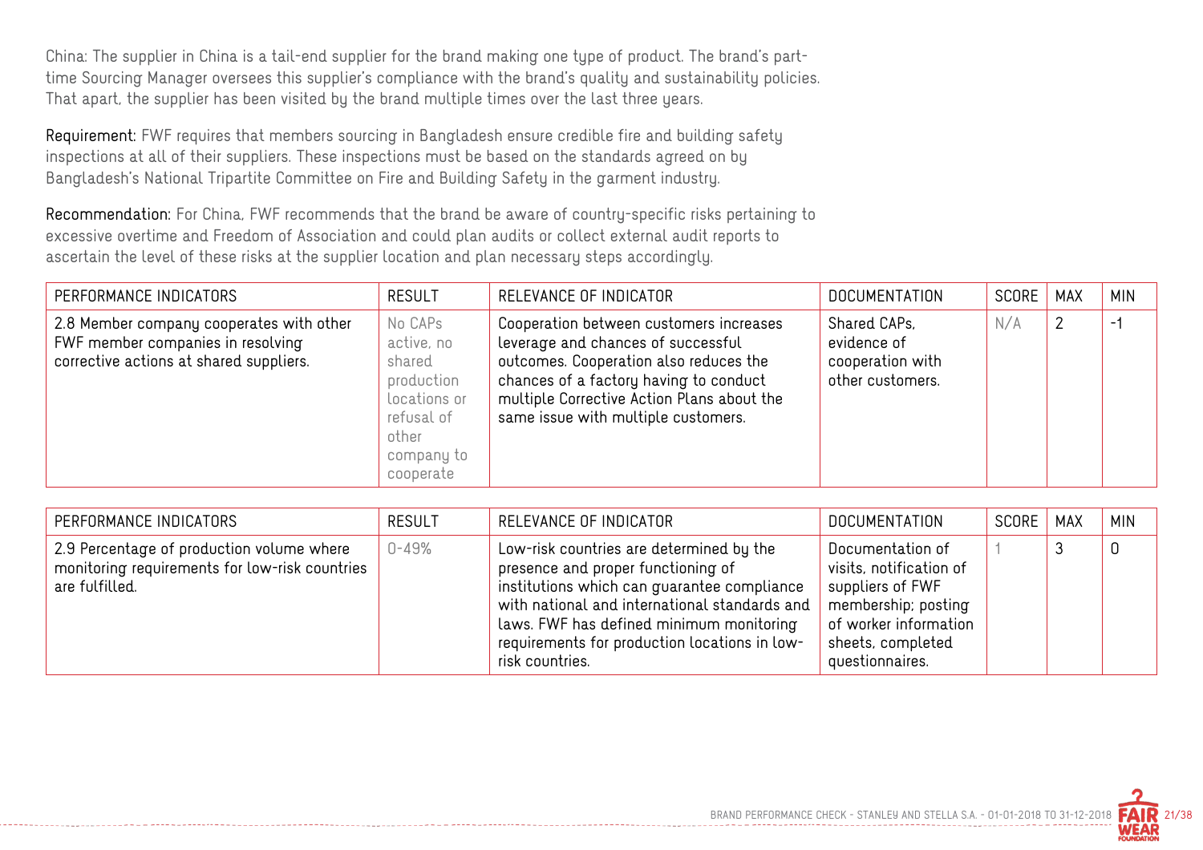China: The supplier in China is a tail-end supplier for the brand making one type of product. The brand's part-time Sourcing Manager oversees this supplier's compliance with the brand's quality and sustainability policies. That apart, the supplier has been visited by the brand multiple times over the last three years.

**Requirement:** FWF requires that members sourcing in Bangladesh ensure credible fire and building safety inspections at all of their suppliers. These inspections must be based on the standards agreed on by Bangladesh's National Tripartite Committee on Fire and Building Safety in the garment industry.

**Recommendation:** For China, FWF recommends that the brand be aware of country-specific risks pertaining to excessive overtime and Freedom of Association and could plan audits or collect external audit reports to ascertain the level of these risks at the supplier location and plan necessary steps accordingly.

| PERFORMANCE INDICATORS | RESULT | RELEVANCE OF INDICATOR | DOCUMENTATION | SCORE | MAX | MIN |
|---|---|---|---|---|---|---|
| 2.8 Member company cooperates with other FWF member companies in resolving corrective actions at shared suppliers. | No CAPs active, no shared production locations or refusal of other company to cooperate | Cooperation between customers increases leverage and chances of successful outcomes. Cooperation also reduces the chances of a factory having to conduct multiple Corrective Action Plans about the same issue with multiple customers. | Shared CAPs, evidence of cooperation with other customers. | N/A | 2 | -1 |

| PERFORMANCE INDICATORS | RESULT | RELEVANCE OF INDICATOR | DOCUMENTATION | SCORE | MAX | MIN |
|---|---|---|---|---|---|---|
| 2.9 Percentage of production volume where monitoring requirements for low-risk countries are fulfilled. | 0-49% | Low-risk countries are determined by the presence and proper functioning of institutions which can guarantee compliance with national and international standards and laws. FWF has defined minimum monitoring requirements for production locations in low-risk countries. | Documentation of visits, notification of suppliers of FWF membership; posting of worker information sheets, completed questionnaires. | 1 | 3 | 0 |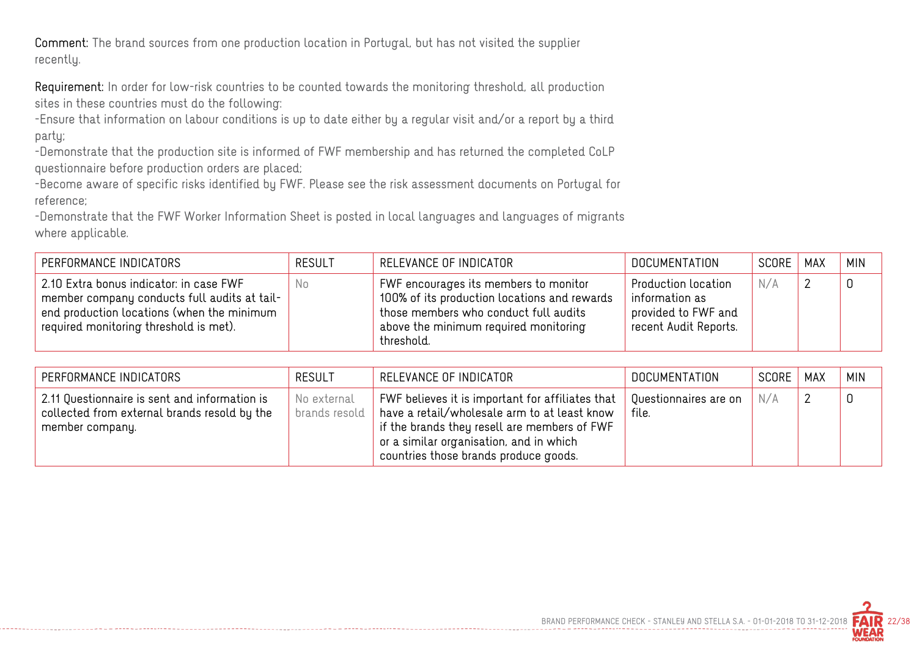**Comment:** The brand sources from one production location in Portugal, but has not visited the supplier recently.

**Requirement:** In order for low-risk countries to be counted towards the monitoring threshold, all production sites in these countries must do the following:
-Ensure that information on labour conditions is up to date either by a regular visit and/or a report by a third party;
-Demonstrate that the production site is informed of FWF membership and has returned the completed CoLP questionnaire before production orders are placed;
-Become aware of specific risks identified by FWF. Please see the risk assessment documents on Portugal for reference;
-Demonstrate that the FWF Worker Information Sheet is posted in local languages and languages of migrants where applicable.

| PERFORMANCE INDICATORS | RESULT | RELEVANCE OF INDICATOR | DOCUMENTATION | SCORE | MAX | MIN |
|---|---|---|---|---|---|---|
| 2.10 Extra bonus indicator: in case FWF member company conducts full audits at tail-end production locations (when the minimum required monitoring threshold is met). | No | FWF encourages its members to monitor 100% of its production locations and rewards those members who conduct full audits above the minimum required monitoring threshold. | Production location information as provided to FWF and recent Audit Reports. | N/A | 2 | 0 |

| PERFORMANCE INDICATORS | RESULT | RELEVANCE OF INDICATOR | DOCUMENTATION | SCORE | MAX | MIN |
|---|---|---|---|---|---|---|
| 2.11 Questionnaire is sent and information is collected from external brands resold by the member company. | No external brands resold | FWF believes it is important for affiliates that have a retail/wholesale arm to at least know if the brands they resell are members of FWF or a similar organisation, and in which countries those brands produce goods. | Questionnaires are on file. | N/A | 2 | 0 |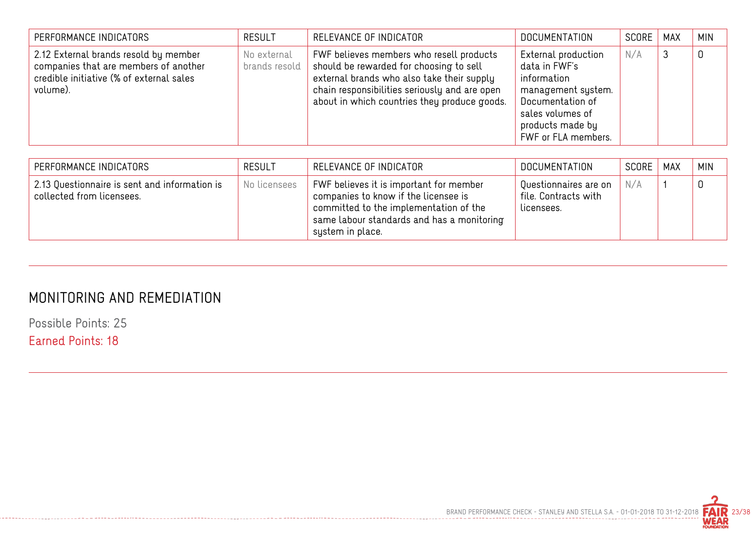| PERFORMANCE INDICATORS | RESULT | RELEVANCE OF INDICATOR | DOCUMENTATION | SCORE | MAX | MIN |
|---|---|---|---|---|---|---|
| 2.12 External brands resold by member companies that are members of another credible initiative (% of external sales volume). | No external brands resold | FWF believes members who resell products should be rewarded for choosing to sell external brands who also take their supply chain responsibilities seriously and are open about in which countries they produce goods. | External production data in FWF's information management system. Documentation of sales volumes of products made by FWF or FLA members. | N/A | 3 | 0 |

| PERFORMANCE INDICATORS | RESULT | RELEVANCE OF INDICATOR | DOCUMENTATION | SCORE | MAX | MIN |
|---|---|---|---|---|---|---|
| 2.13 Questionnaire is sent and information is collected from licensees. | No licensees | FWF believes it is important for member companies to know if the licensee is committed to the implementation of the same labour standards and has a monitoring system in place. | Questionnaires are on file. Contracts with licensees. | N/A | 1 | 0 |

## MONITORING AND REMEDIATION

Possible Points: 25

Earned Points: 18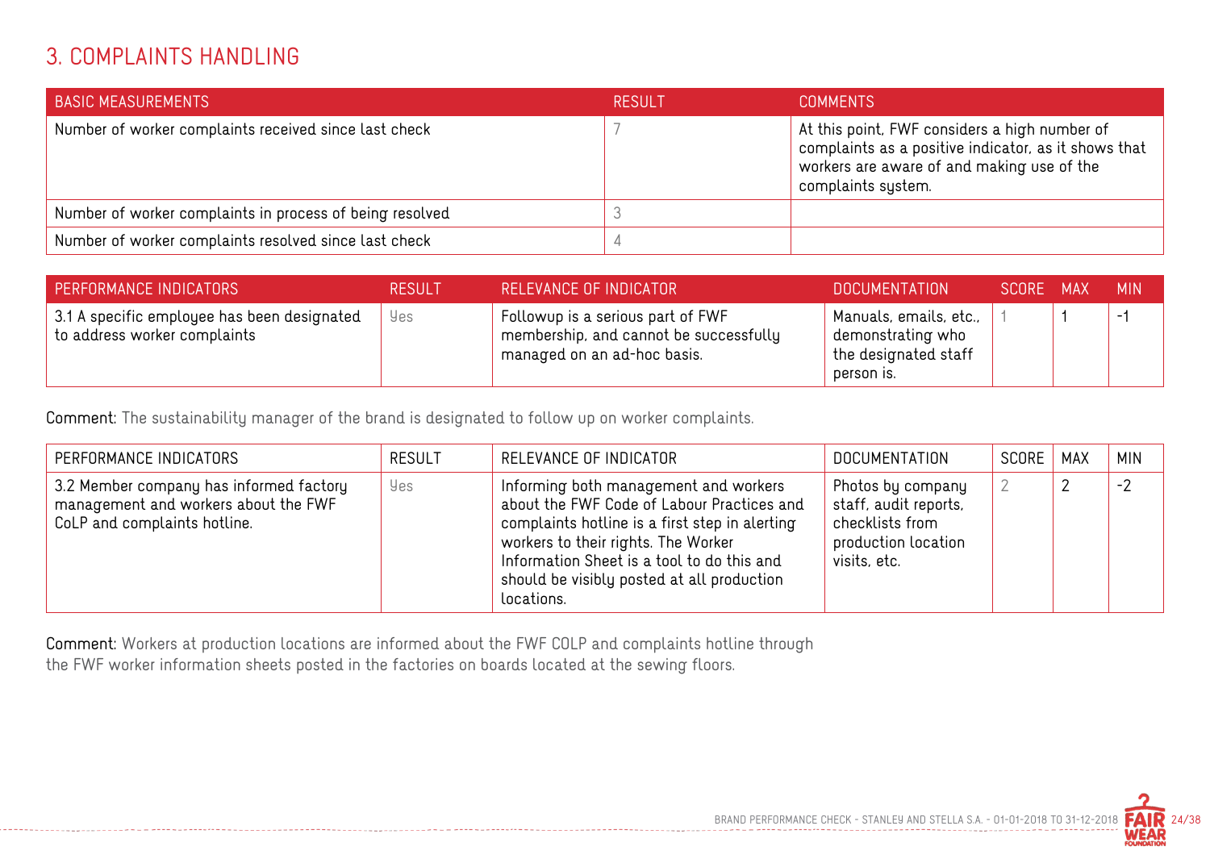## 3. COMPLAINTS HANDLING

| BASIC MEASUREMENTS | RESULT | COMMENTS |
|---|---|---|
| Number of worker complaints received since last check | 7 | At this point, FWF considers a high number of complaints as a positive indicator, as it shows that workers are aware of and making use of the complaints system. |
| Number of worker complaints in process of being resolved | 3 | |
| Number of worker complaints resolved since last check | 4 | |

| PERFORMANCE INDICATORS | RESULT | RELEVANCE OF INDICATOR | DOCUMENTATION | SCORE | MAX | MIN |
|---|---|---|---|---|---|---|
| 3.1 A specific employee has been designated to address worker complaints | Yes | Followup is a serious part of FWF membership, and cannot be successfully managed on an ad-hoc basis. | Manuals, emails, etc., demonstrating who the designated staff person is. | 1 | 1 | -1 |

**Comment:** The sustainability manager of the brand is designated to follow up on worker complaints.

| PERFORMANCE INDICATORS | RESULT | RELEVANCE OF INDICATOR | DOCUMENTATION | SCORE | MAX | MIN |
|---|---|---|---|---|---|---|
| 3.2 Member company has informed factory management and workers about the FWF CoLP and complaints hotline. | Yes | Informing both management and workers about the FWF Code of Labour Practices and complaints hotline is a first step in alerting workers to their rights. The Worker Information Sheet is a tool to do this and should be visibly posted at all production locations. | Photos by company staff, audit reports, checklists from production location visits, etc. | 2 | 2 | -2 |

**Comment:** Workers at production locations are informed about the FWF COLP and complaints hotline through the FWF worker information sheets posted in the factories on boards located at the sewing floors.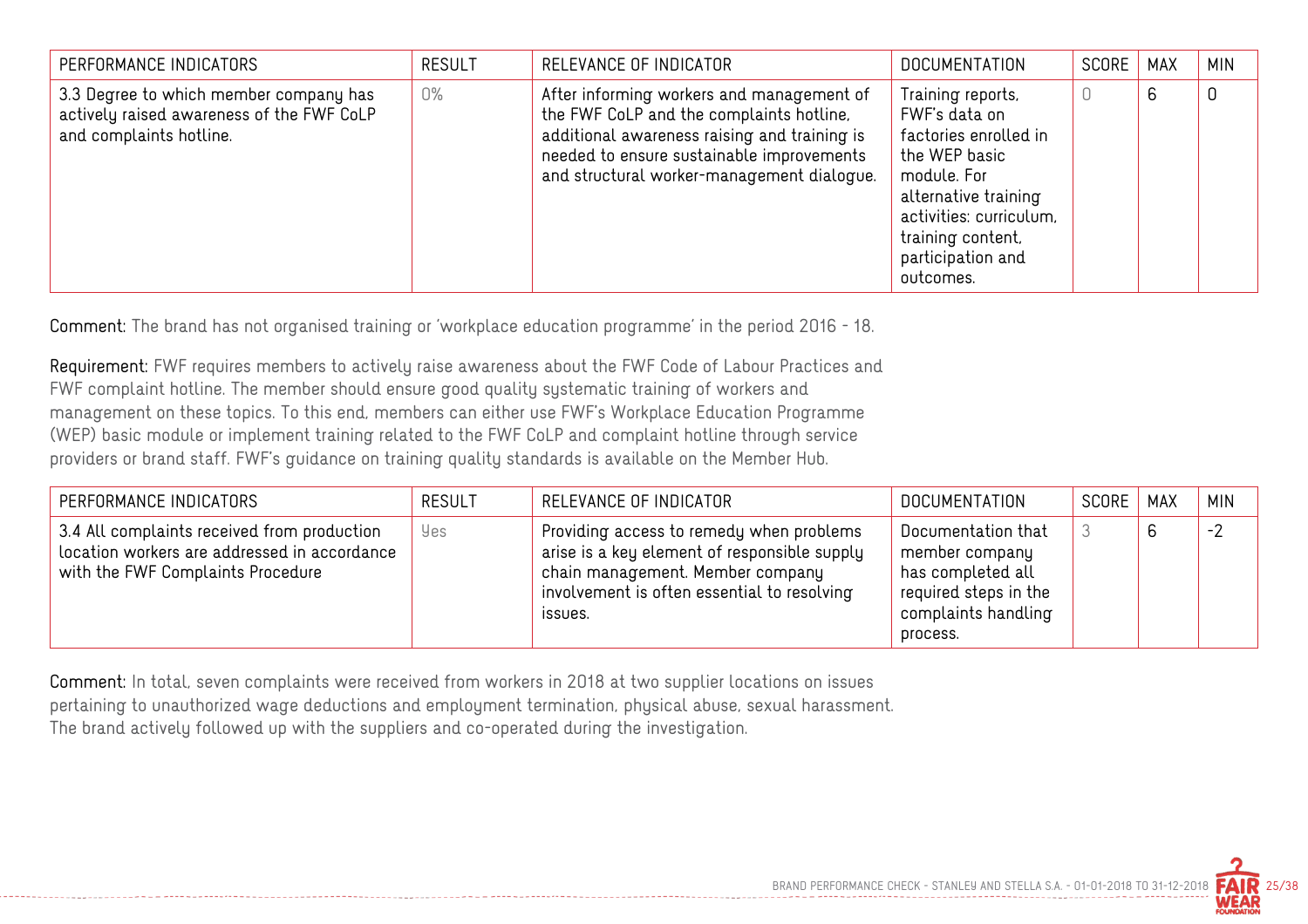| PERFORMANCE INDICATORS | RESULT | RELEVANCE OF INDICATOR | DOCUMENTATION | SCORE | MAX | MIN |
|---|---|---|---|---|---|---|
| 3.3 Degree to which member company has actively raised awareness of the FWF CoLP and complaints hotline. | 0% | After informing workers and management of the FWF CoLP and the complaints hotline, additional awareness raising and training is needed to ensure sustainable improvements and structural worker-management dialogue. | Training reports, FWF's data on factories enrolled in the WEP basic module. For alternative training activities: curriculum, training content, participation and outcomes. | 0 | 6 | 0 |

**Comment:** The brand has not organised training or 'workplace education programme' in the period 2016 - 18.

**Requirement:** FWF requires members to actively raise awareness about the FWF Code of Labour Practices and FWF complaint hotline. The member should ensure good quality systematic training of workers and management on these topics. To this end, members can either use FWF's Workplace Education Programme (WEP) basic module or implement training related to the FWF CoLP and complaint hotline through service providers or brand staff. FWF's guidance on training quality standards is available on the Member Hub.

| PERFORMANCE INDICATORS | RESULT | RELEVANCE OF INDICATOR | DOCUMENTATION | SCORE | MAX | MIN |
|---|---|---|---|---|---|---|
| 3.4 All complaints received from production location workers are addressed in accordance with the FWF Complaints Procedure | Yes | Providing access to remedy when problems arise is a key element of responsible supply chain management. Member company involvement is often essential to resolving issues. | Documentation that member company has completed all required steps in the complaints handling process. | 3 | 6 | -2 |

**Comment:** In total, seven complaints were received from workers in 2018 at two supplier locations on issues pertaining to unauthorized wage deductions and employment termination, physical abuse, sexual harassment. The brand actively followed up with the suppliers and co-operated during the investigation.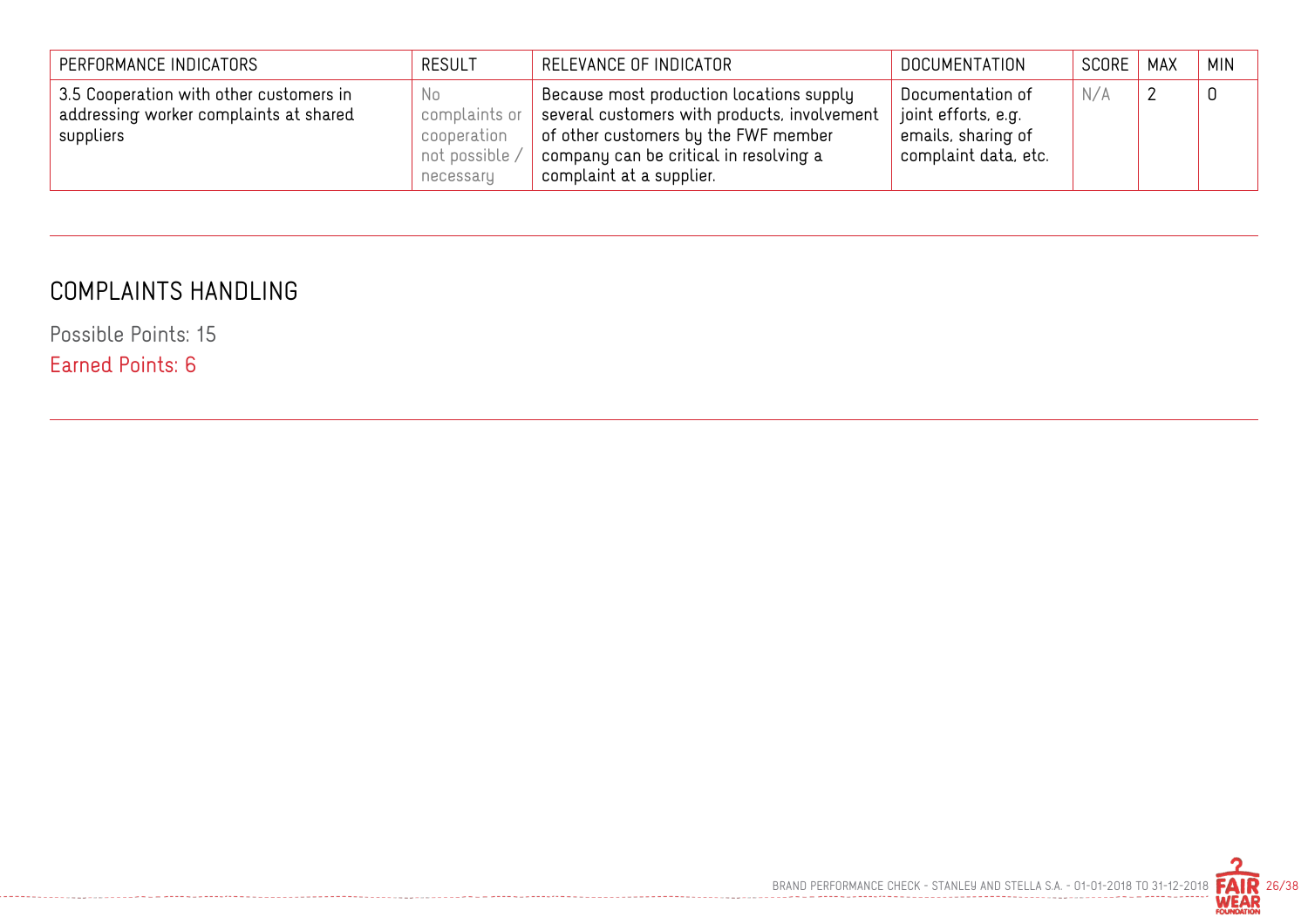| PERFORMANCE INDICATORS | RESULT | RELEVANCE OF INDICATOR | DOCUMENTATION | SCORE | MAX | MIN |
|---|---|---|---|---|---|---|
| 3.5 Cooperation with other customers in addressing worker complaints at shared suppliers | No complaints or cooperation not possible / necessary | Because most production locations supply several customers with products, involvement of other customers by the FWF member company can be critical in resolving a complaint at a supplier. | Documentation of joint efforts, e.g. emails, sharing of complaint data, etc. | N/A | 2 | 0 |

## COMPLAINTS HANDLING

Possible Points: 15

Earned Points: 6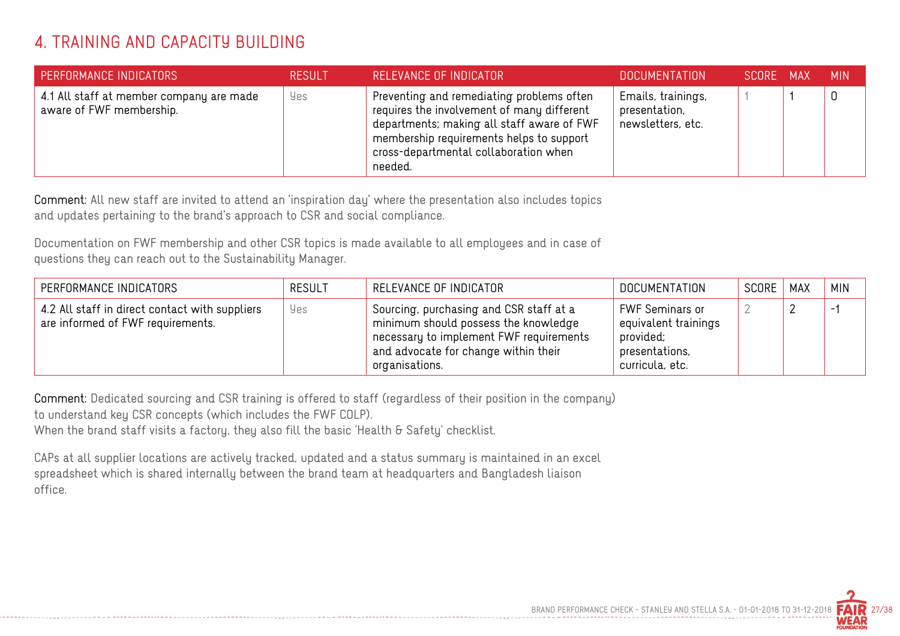## 4. TRAINING AND CAPACITY BUILDING

| PERFORMANCE INDICATORS | RESULT | RELEVANCE OF INDICATOR | DOCUMENTATION | SCORE | MAX | MIN |
|---|---|---|---|---|---|---|
| 4.1 All staff at member company are made aware of FWF membership. | Yes | Preventing and remediating problems often requires the involvement of many different departments; making all staff aware of FWF membership requirements helps to support cross-departmental collaboration when needed. | Emails, trainings, presentation, newsletters, etc. | 1 | 1 | 0 |

**Comment:** All new staff are invited to attend an 'inspiration day' where the presentation also includes topics and updates pertaining to the brand's approach to CSR and social compliance.

Documentation on FWF membership and other CSR topics is made available to all employees and in case of questions they can reach out to the Sustainability Manager.

| PERFORMANCE INDICATORS | RESULT | RELEVANCE OF INDICATOR | DOCUMENTATION | SCORE | MAX | MIN |
|---|---|---|---|---|---|---|
| 4.2 All staff in direct contact with suppliers are informed of FWF requirements. | Yes | Sourcing, purchasing and CSR staff at a minimum should possess the knowledge necessary to implement FWF requirements and advocate for change within their organisations. | FWF Seminars or equivalent trainings provided; presentations, curricula, etc. | 2 | 2 | -1 |

**Comment:** Dedicated sourcing and CSR training is offered to staff (regardless of their position in the company) to understand key CSR concepts (which includes the FWF COLP).
When the brand staff visits a factory, they also fill the basic 'Health & Safety' checklist.

CAPs at all supplier locations are actively tracked, updated and a status summary is maintained in an excel spreadsheet which is shared internally between the brand team at headquarters and Bangladesh liaison office.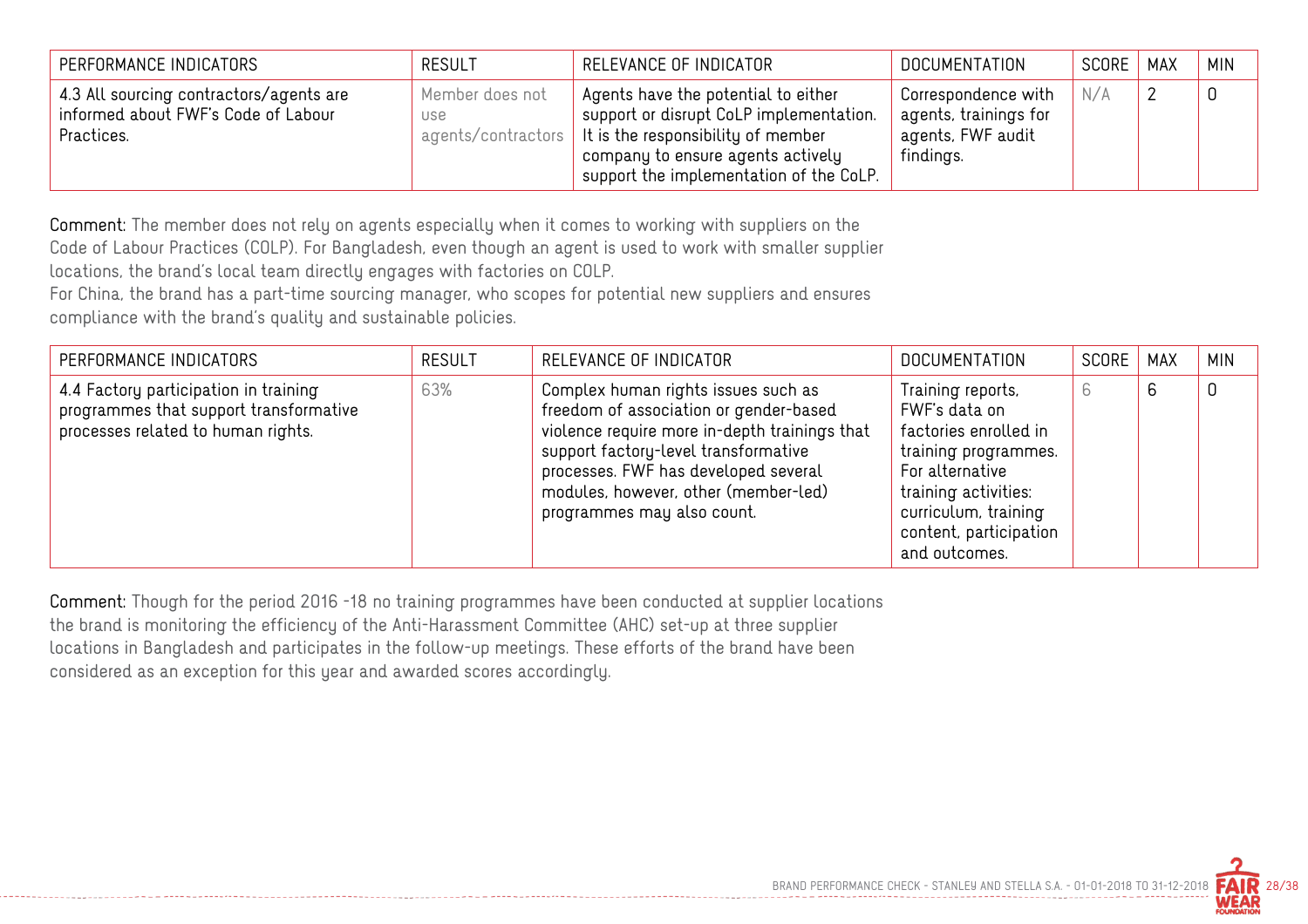| PERFORMANCE INDICATORS | RESULT | RELEVANCE OF INDICATOR | DOCUMENTATION | SCORE | MAX | MIN |
| --- | --- | --- | --- | --- | --- | --- |
| 4.3 All sourcing contractors/agents are informed about FWF's Code of Labour Practices. | Member does not use agents/contractors | Agents have the potential to either support or disrupt CoLP implementation. It is the responsibility of member company to ensure agents actively support the implementation of the CoLP. | Correspondence with agents, trainings for agents, FWF audit findings. | N/A | 2 | 0 |

**Comment:** The member does not rely on agents especially when it comes to working with suppliers on the Code of Labour Practices (COLP). For Bangladesh, even though an agent is used to work with smaller supplier locations, the brand's local team directly engages with factories on COLP.
For China, the brand has a part-time sourcing manager, who scopes for potential new suppliers and ensures compliance with the brand's quality and sustainable policies.

| PERFORMANCE INDICATORS | RESULT | RELEVANCE OF INDICATOR | DOCUMENTATION | SCORE | MAX | MIN |
| --- | --- | --- | --- | --- | --- | --- |
| 4.4 Factory participation in training programmes that support transformative processes related to human rights. | 63% | Complex human rights issues such as freedom of association or gender-based violence require more in-depth trainings that support factory-level transformative processes. FWF has developed several modules, however, other (member-led) programmes may also count. | Training reports, FWF's data on factories enrolled in training programmes. For alternative training activities: curriculum, training content, participation and outcomes. | 6 | 6 | 0 |

**Comment:** Though for the period 2016 -18 no training programmes have been conducted at supplier locations the brand is monitoring the efficiency of the Anti-Harassment Committee (AHC) set-up at three supplier locations in Bangladesh and participates in the follow-up meetings. These efforts of the brand have been considered as an exception for this year and awarded scores accordingly.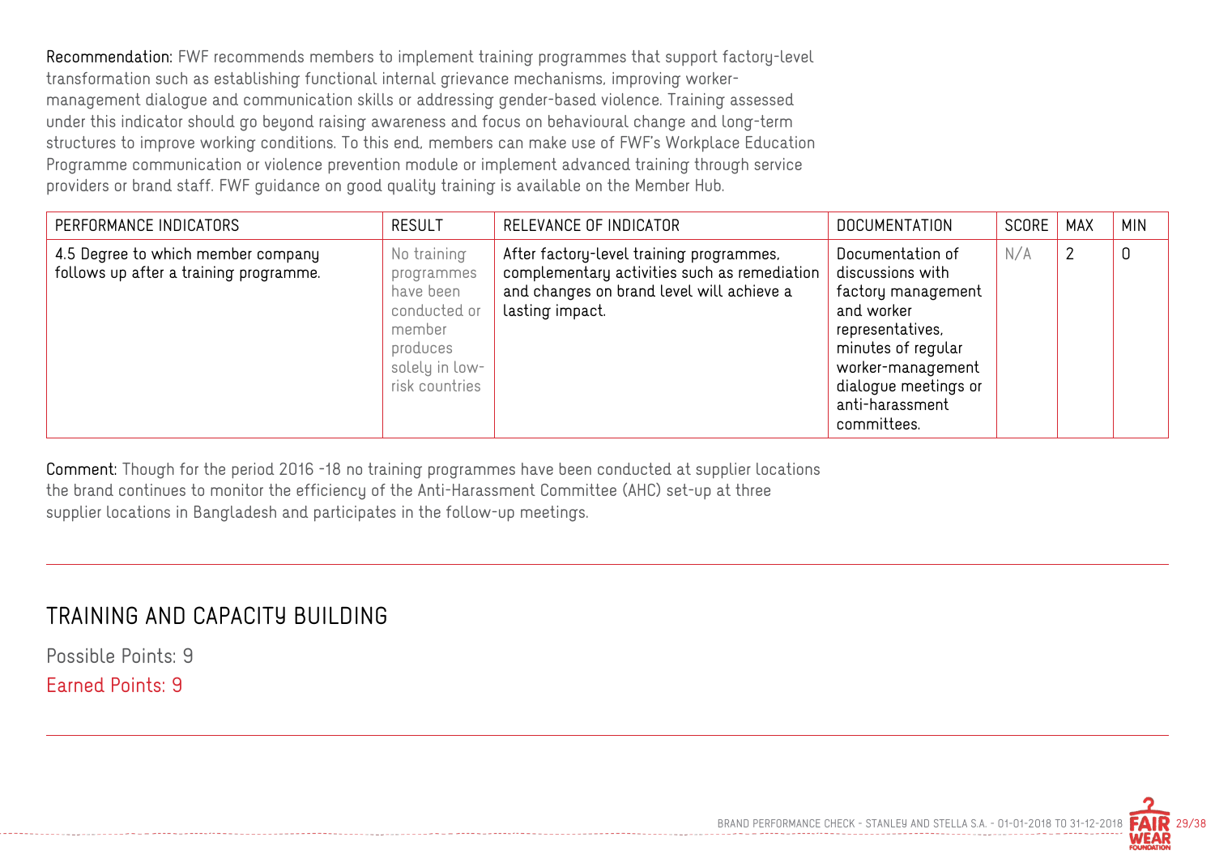**Recommendation:** FWF recommends members to implement training programmes that support factory-level transformation such as establishing functional internal grievance mechanisms, improving worker-management dialogue and communication skills or addressing gender-based violence. Training assessed under this indicator should go beyond raising awareness and focus on behavioural change and long-term structures to improve working conditions. To this end, members can make use of FWF's Workplace Education Programme communication or violence prevention module or implement advanced training through service providers or brand staff. FWF guidance on good quality training is available on the Member Hub.

| PERFORMANCE INDICATORS | RESULT | RELEVANCE OF INDICATOR | DOCUMENTATION | SCORE | MAX | MIN |
|---|---|---|---|---|---|---|
| 4.5 Degree to which member company follows up after a training programme. | No training programmes have been conducted or member produces solely in low-risk countries | After factory-level training programmes, complementary activities such as remediation and changes on brand level will achieve a lasting impact. | Documentation of discussions with factory management and worker representatives, minutes of regular worker-management dialogue meetings or anti-harassment committees. | N/A | 2 | 0 |

**Comment:** Though for the period 2016 -18 no training programmes have been conducted at supplier locations the brand continues to monitor the efficiency of the Anti-Harassment Committee (AHC) set-up at three supplier locations in Bangladesh and participates in the follow-up meetings.

## TRAINING AND CAPACITY BUILDING

Possible Points: 9

Earned Points: 9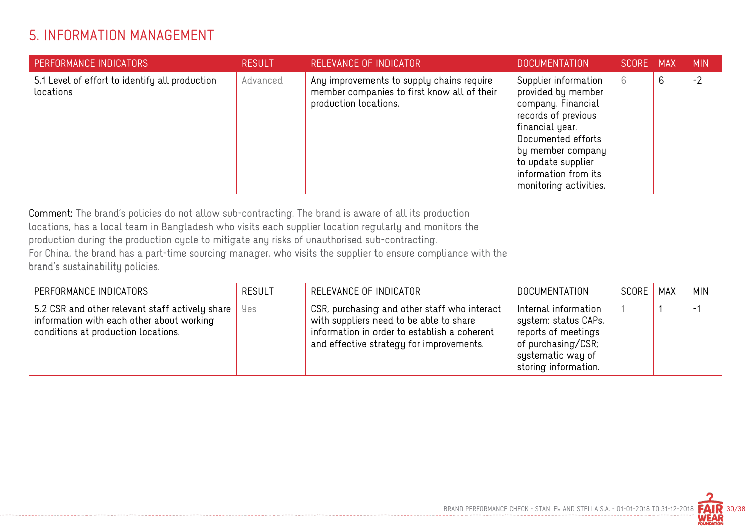# 5. INFORMATION MANAGEMENT

| PERFORMANCE INDICATORS | RESULT | RELEVANCE OF INDICATOR | DOCUMENTATION | SCORE | MAX | MIN |
|---|---|---|---|---|---|---|
| 5.1 Level of effort to identify all production locations | Advanced | Any improvements to supply chains require member companies to first know all of their production locations. | Supplier information provided by member company. Financial records of previous financial year. Documented efforts by member company to update supplier information from its monitoring activities. | 6 | 6 | -2 |

**Comment:** The brand's policies do not allow sub-contracting. The brand is aware of all its production locations, has a local team in Bangladesh who visits each supplier location regularly and monitors the production during the production cycle to mitigate any risks of unauthorised sub-contracting.
For China, the brand has a part-time sourcing manager, who visits the supplier to ensure compliance with the brand's sustainability policies.

| PERFORMANCE INDICATORS | RESULT | RELEVANCE OF INDICATOR | DOCUMENTATION | SCORE | MAX | MIN |
|---|---|---|---|---|---|---|
| 5.2 CSR and other relevant staff actively share information with each other about working conditions at production locations. | Yes | CSR, purchasing and other staff who interact with suppliers need to be able to share information in order to establish a coherent and effective strategy for improvements. | Internal information system; status CAPs, reports of meetings of purchasing/CSR; systematic way of storing information. | 1 | 1 | -1 |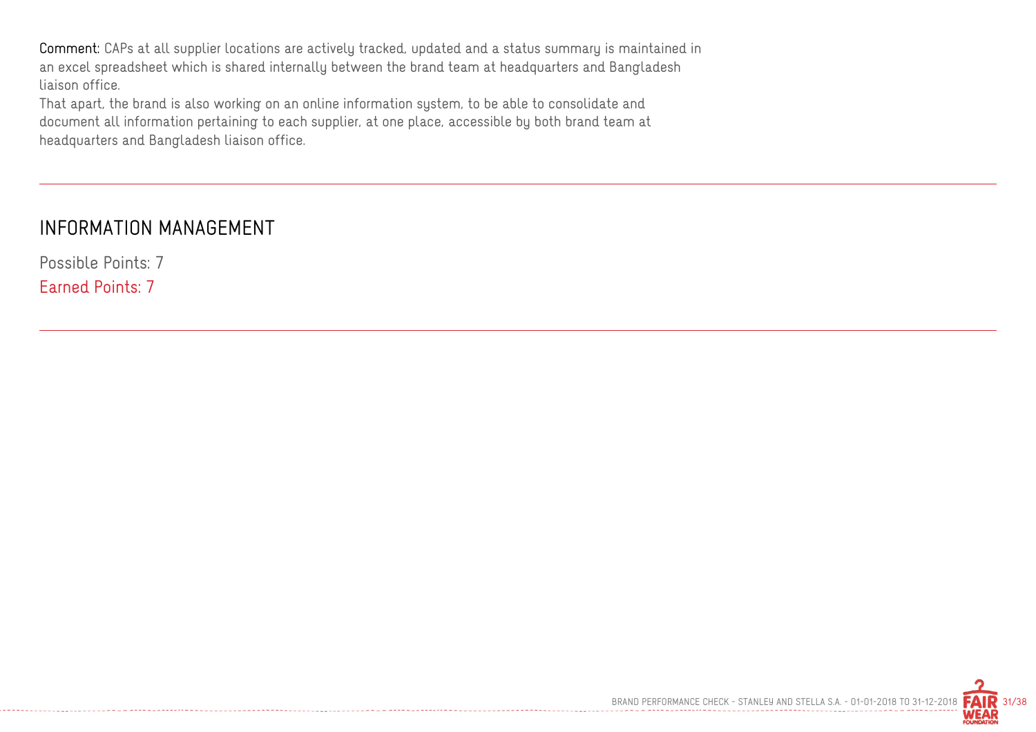**Comment:** CAPs at all supplier locations are actively tracked, updated and a status summary is maintained in an excel spreadsheet which is shared internally between the brand team at headquarters and Bangladesh liaison office.

That apart, the brand is also working on an online information system, to be able to consolidate and document all information pertaining to each supplier, at one place, accessible by both brand team at headquarters and Bangladesh liaison office.

---

## INFORMATION MANAGEMENT

Possible Points: 7

Earned Points: 7

---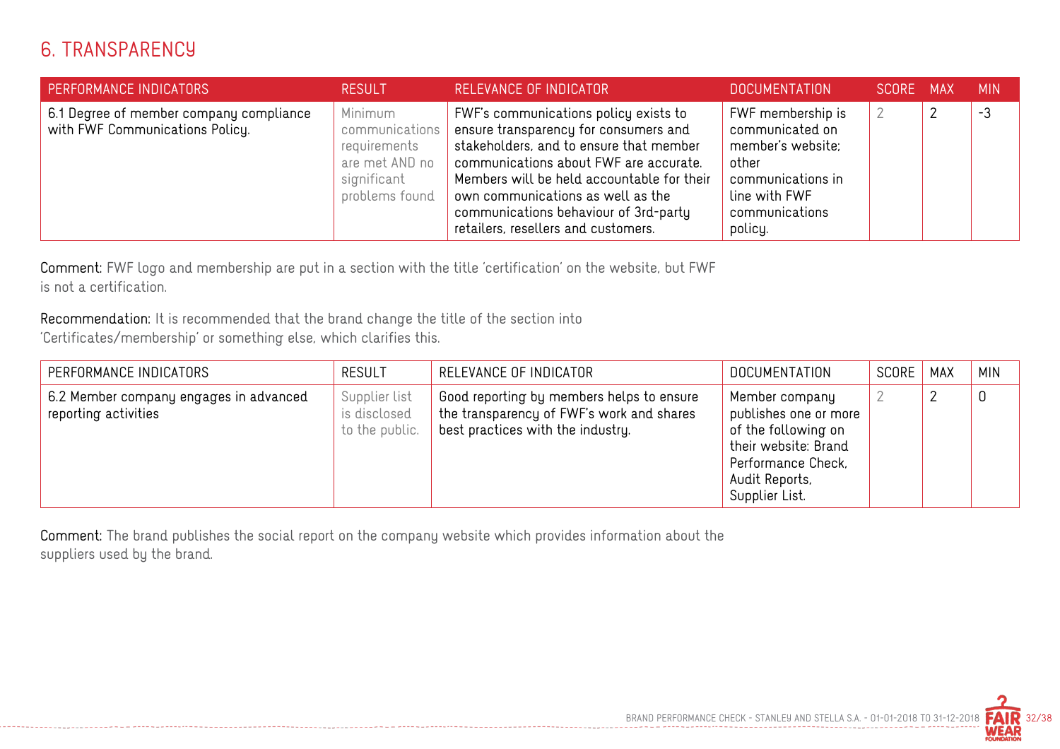# 6. TRANSPARENCY

| PERFORMANCE INDICATORS | RESULT | RELEVANCE OF INDICATOR | DOCUMENTATION | SCORE | MAX | MIN |
|---|---|---|---|---|---|---|
| 6.1 Degree of member company compliance with FWF Communications Policy. | Minimum communications requirements are met AND no significant problems found | FWF's communications policy exists to ensure transparency for consumers and stakeholders, and to ensure that member communications about FWF are accurate. Members will be held accountable for their own communications as well as the communications behaviour of 3rd-party retailers, resellers and customers. | FWF membership is communicated on member's website; other communications in line with FWF communications policy. | 2 | 2 | -3 |

**Comment:** FWF logo and membership are put in a section with the title 'certification' on the website, but FWF is not a certification.

**Recommendation:** It is recommended that the brand change the title of the section into 'Certificates/membership' or something else, which clarifies this.

| PERFORMANCE INDICATORS | RESULT | RELEVANCE OF INDICATOR | DOCUMENTATION | SCORE | MAX | MIN |
|---|---|---|---|---|---|---|
| 6.2 Member company engages in advanced reporting activities | Supplier list is disclosed to the public. | Good reporting by members helps to ensure the transparency of FWF's work and shares best practices with the industry. | Member company publishes one or more of the following on their website: Brand Performance Check, Audit Reports, Supplier List. | 2 | 2 | 0 |

**Comment:** The brand publishes the social report on the company website which provides information about the suppliers used by the brand.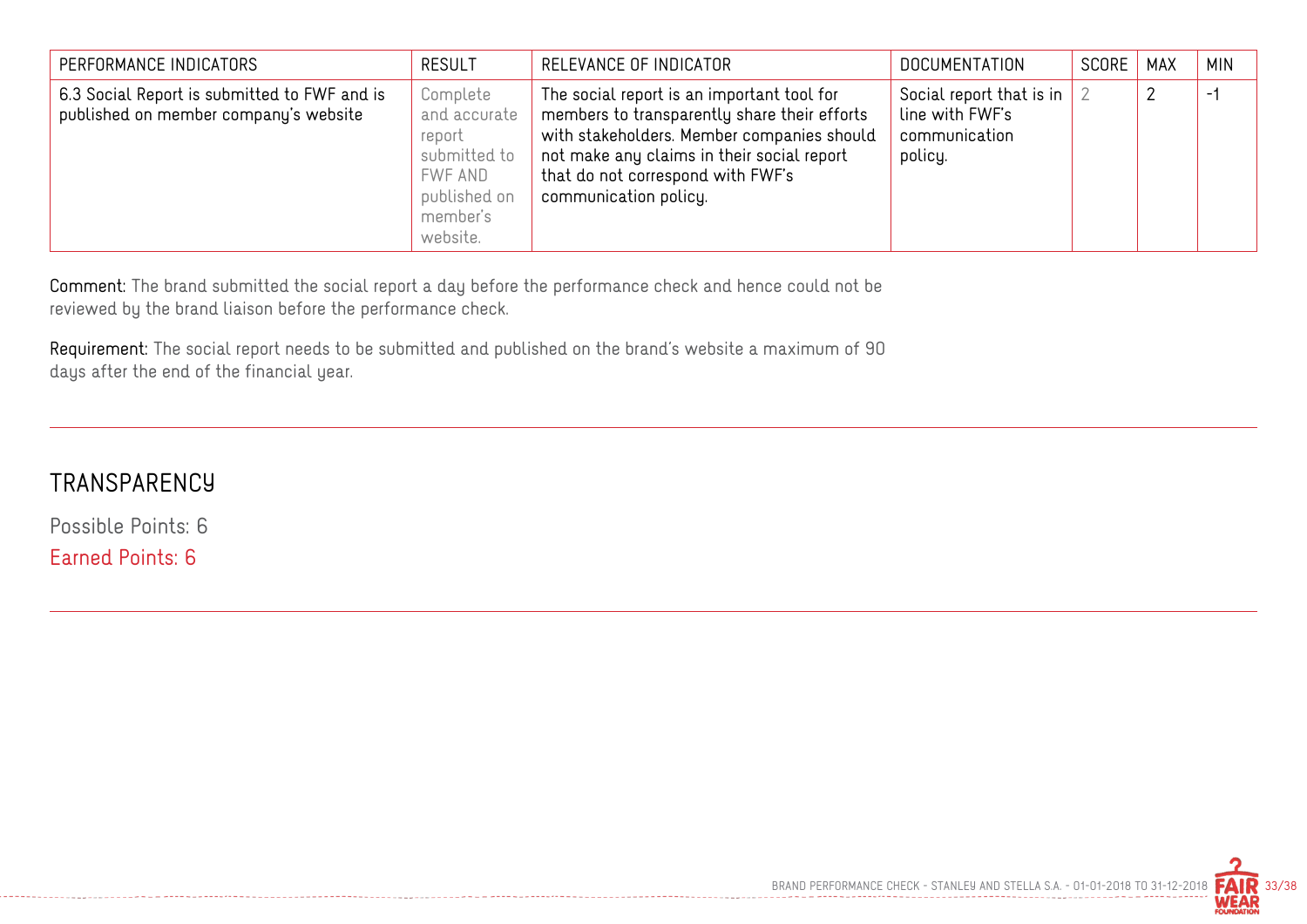| PERFORMANCE INDICATORS | RESULT | RELEVANCE OF INDICATOR | DOCUMENTATION | SCORE | MAX | MIN |
| --- | --- | --- | --- | --- | --- | --- |
| 6.3 Social Report is submitted to FWF and is published on member company's website | Complete and accurate report submitted to FWF AND published on member's website. | The social report is an important tool for members to transparently share their efforts with stakeholders. Member companies should not make any claims in their social report that do not correspond with FWF's communication policy. | Social report that is in line with FWF's communication policy. | 2 | 2 | -1 |

**Comment:** The brand submitted the social report a day before the performance check and hence could not be reviewed by the brand liaison before the performance check.

**Requirement:** The social report needs to be submitted and published on the brand's website a maximum of 90 days after the end of the financial year.

## TRANSPARENCY

Possible Points: 6

Earned Points: 6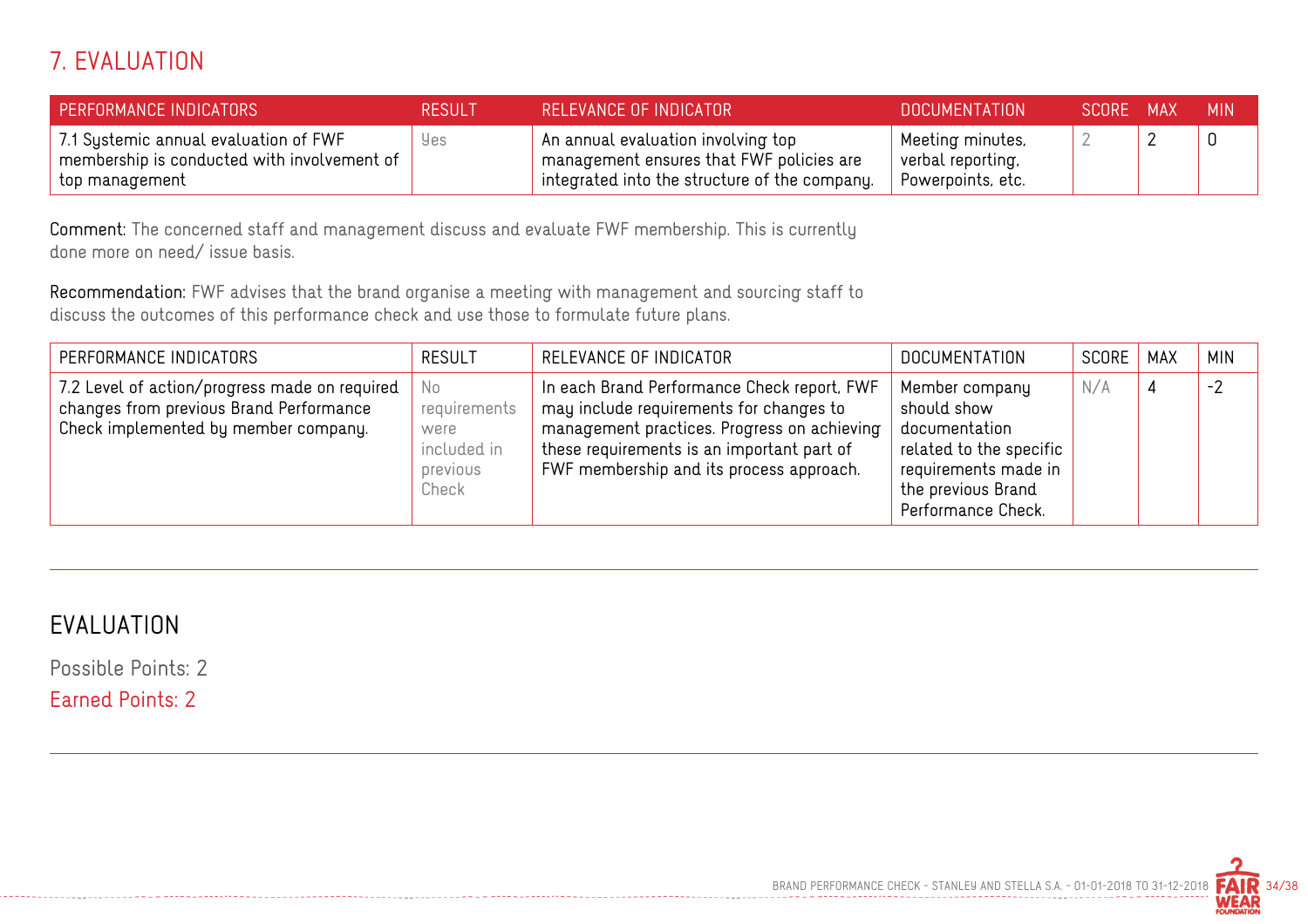## 7. EVALUATION

| PERFORMANCE INDICATORS | RESULT | RELEVANCE OF INDICATOR | DOCUMENTATION | SCORE | MAX | MIN |
|---|---|---|---|---|---|---|
| 7.1 Systemic annual evaluation of FWF membership is conducted with involvement of top management | Yes | An annual evaluation involving top management ensures that FWF policies are integrated into the structure of the company. | Meeting minutes, verbal reporting, Powerpoints, etc. | 2 | 2 | 0 |

**Comment:** The concerned staff and management discuss and evaluate FWF membership. This is currently done more on need/ issue basis.

**Recommendation:** FWF advises that the brand organise a meeting with management and sourcing staff to discuss the outcomes of this performance check and use those to formulate future plans.

| PERFORMANCE INDICATORS | RESULT | RELEVANCE OF INDICATOR | DOCUMENTATION | SCORE | MAX | MIN |
|---|---|---|---|---|---|---|
| 7.2 Level of action/progress made on required changes from previous Brand Performance Check implemented by member company. | No requirements were included in previous Check | In each Brand Performance Check report, FWF may include requirements for changes to management practices. Progress on achieving these requirements is an important part of FWF membership and its process approach. | Member company should show documentation related to the specific requirements made in the previous Brand Performance Check. | N/A | 4 | -2 |

## EVALUATION

Possible Points: 2

Earned Points: 2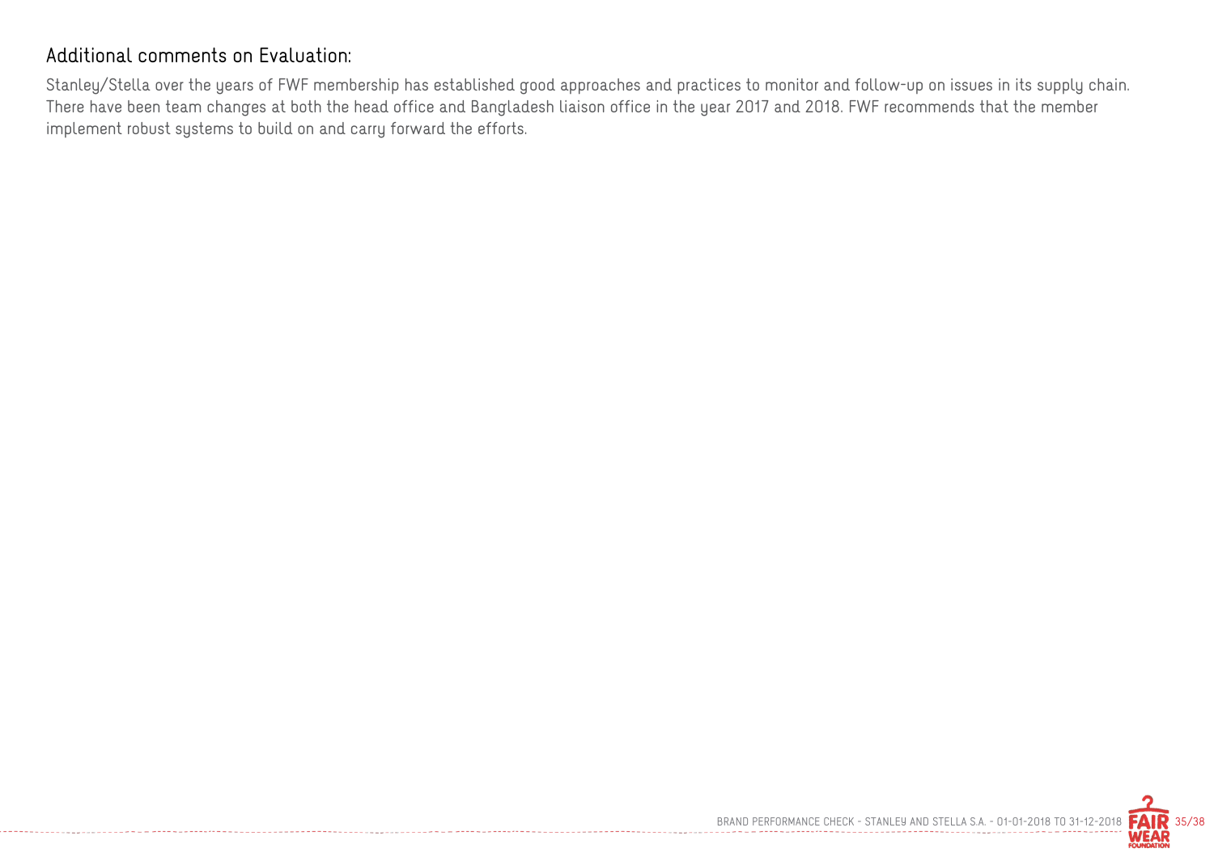## Additional comments on Evaluation:

Stanley/Stella over the years of FWF membership has established good approaches and practices to monitor and follow-up on issues in its supply chain. There have been team changes at both the head office and Bangladesh liaison office in the year 2017 and 2018. FWF recommends that the member implement robust systems to build on and carry forward the efforts.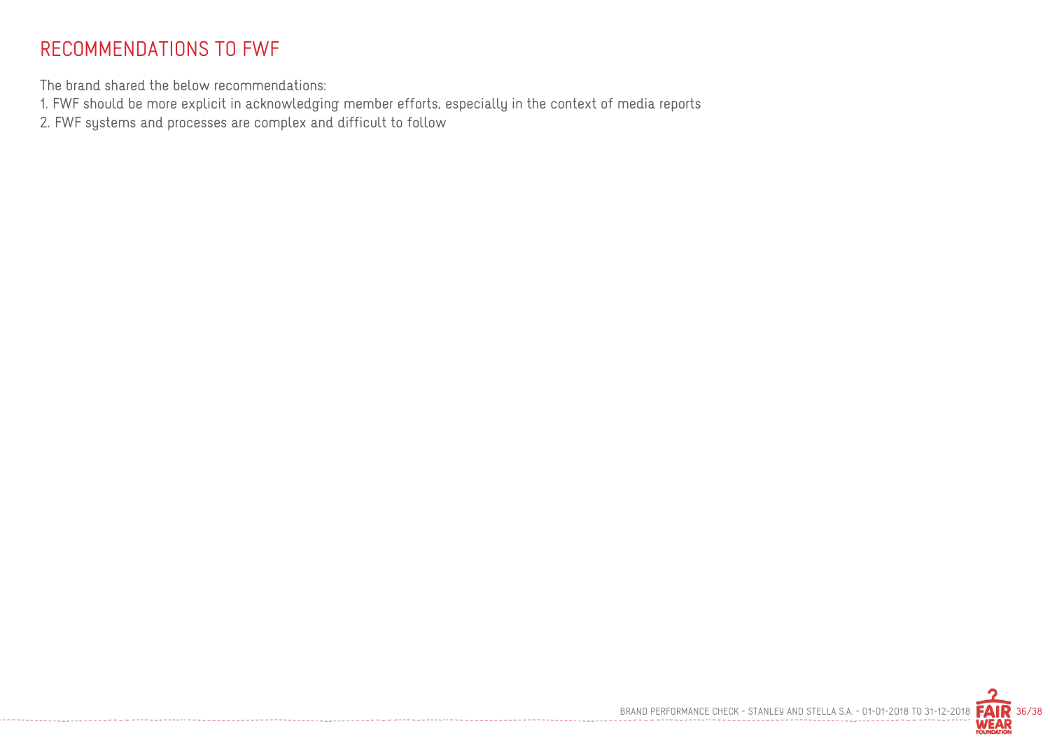## RECOMMENDATIONS TO FWF

The brand shared the below recommendations:

1. FWF should be more explicit in acknowledging member efforts, especially in the context of media reports
2. FWF systems and processes are complex and difficult to follow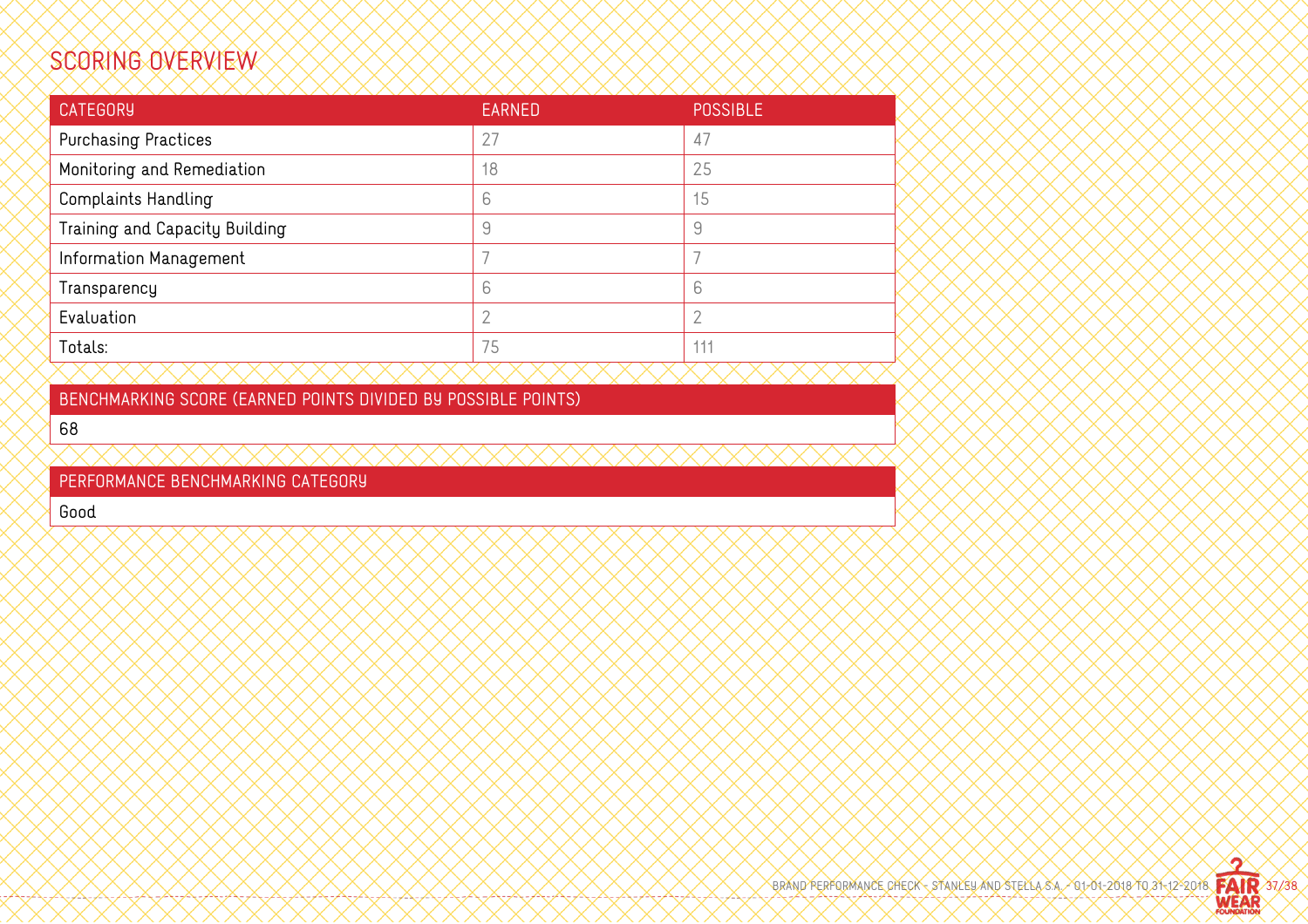## SCORING OVERVIEW

| CATEGORY | EARNED | POSSIBLE |
| --- | --- | --- |
| Purchasing Practices | 27 | 47 |
| Monitoring and Remediation | 18 | 25 |
| Complaints Handling | 6 | 15 |
| Training and Capacity Building | 9 | 9 |
| Information Management | 7 | 7 |
| Transparency | 6 | 6 |
| Evaluation | 2 | 2 |
| Totals: | 75 | 111 |

| BENCHMARKING SCORE (EARNED POINTS DIVIDED BY POSSIBLE POINTS) |
| --- |
| 68 |

| PERFORMANCE BENCHMARKING CATEGORY |
| --- |
| Good |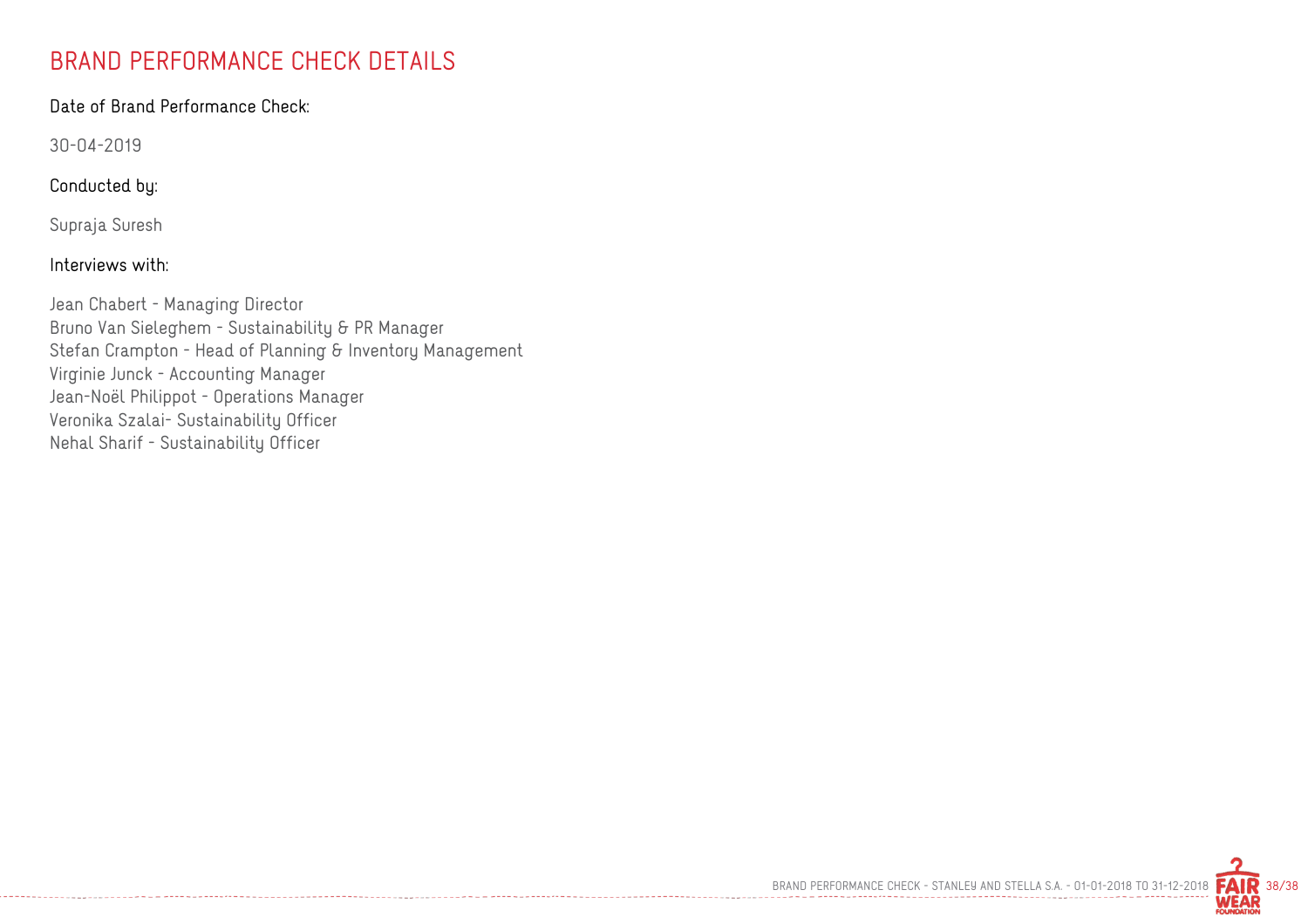# BRAND PERFORMANCE CHECK DETAILS

Date of Brand Performance Check:

30-04-2019

Conducted by:

Supraja Suresh

Interviews with:

Jean Chabert - Managing Director
Bruno Van Sieleghem - Sustainability & PR Manager
Stefan Crampton - Head of Planning & Inventory Management
Virginie Junck - Accounting Manager
Jean-Noël Philippot - Operations Manager
Veronika Szalai- Sustainability Officer
Nehal Sharif - Sustainability Officer